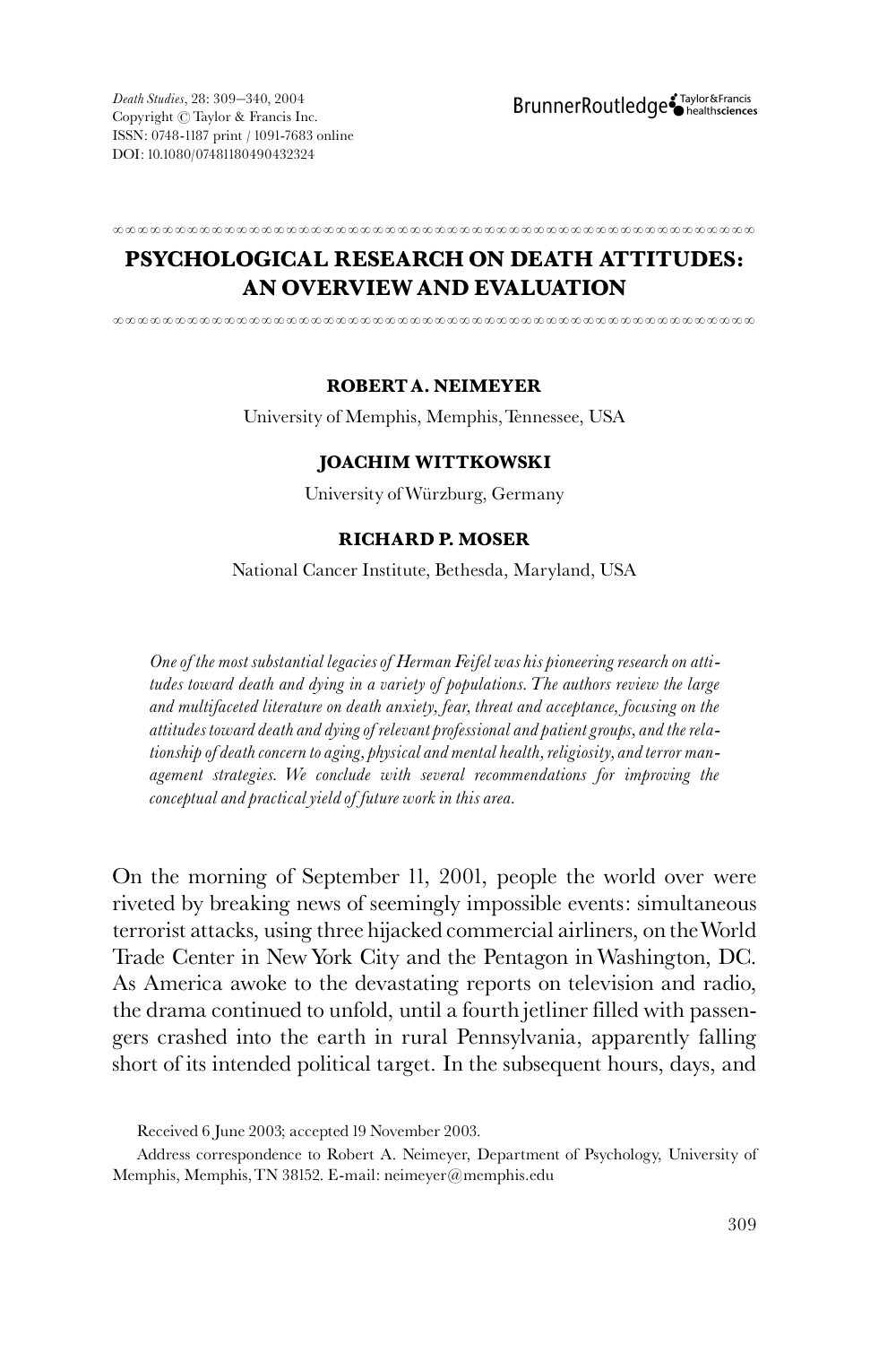Death Studies, 28: 309–340, 2004
Copyright © Taylor & Francis Inc.
ISSN: 0748-1187 print / 1091-7683 online
DOI: 10.1080/07481180490432324

# PSYCHOLOGICAL RESEARCH ON DEATH ATTITUDES: AN OVERVIEW AND EVALUATION

**ROBERT A. NEIMEYER**

University of Memphis, Memphis, Tennessee, USA

**JOACHIM WITTKOWSKI**

University of Würzburg, Germany

**RICHARD P. MOSER**

National Cancer Institute, Bethesda, Maryland, USA

*One of the most substantial legacies of Herman Feifel was his pioneering research on attitudes toward death and dying in a variety of populations. The authors review the large and multifaceted literature on death anxiety, fear, threat and acceptance, focusing on the attitudes toward death and dying of relevant professional and patient groups, and the relationship of death concern to aging, physical and mental health, religiosity, and terror management strategies. We conclude with several recommendations for improving the conceptual and practical yield of future work in this area.*

On the morning of September 11, 2001, people the world over were riveted by breaking news of seemingly impossible events: simultaneous terrorist attacks, using three hijacked commercial airliners, on the World Trade Center in New York City and the Pentagon in Washington, DC. As America awoke to the devastating reports on television and radio, the drama continued to unfold, until a fourth jetliner filled with passengers crashed into the earth in rural Pennsylvania, apparently falling short of its intended political target. In the subsequent hours, days, and

Received 6 June 2003; accepted 19 November 2003.

Address correspondence to Robert A. Neimeyer, Department of Psychology, University of Memphis, Memphis, TN 38152. E-mail: neimeyer@memphis.edu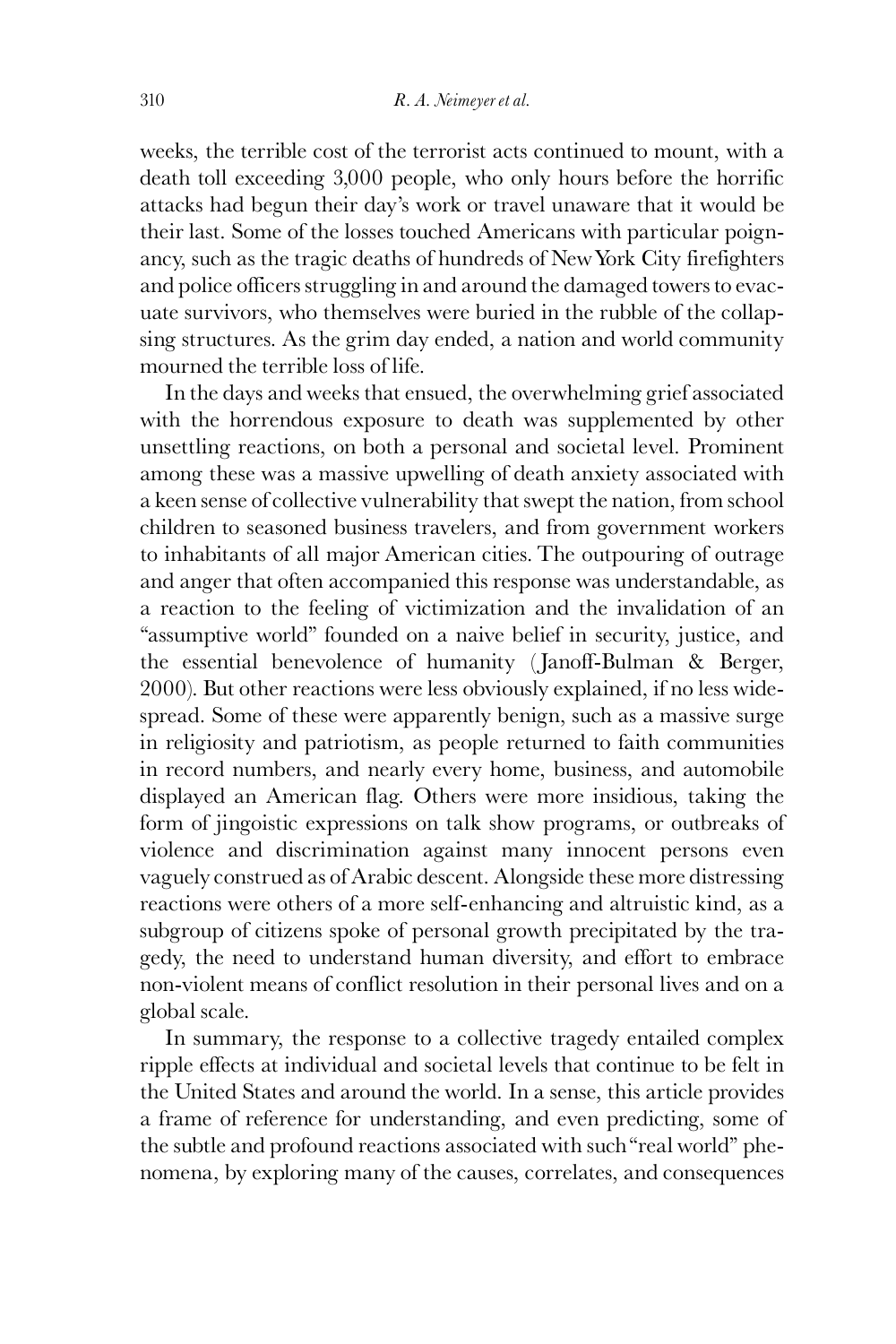weeks, the terrible cost of the terrorist acts continued to mount, with a death toll exceeding 3,000 people, who only hours before the horrific attacks had begun their day's work or travel unaware that it would be their last. Some of the losses touched Americans with particular poignancy, such as the tragic deaths of hundreds of New York City firefighters and police officers struggling in and around the damaged towers to evacuate survivors, who themselves were buried in the rubble of the collapsing structures. As the grim day ended, a nation and world community mourned the terrible loss of life.

In the days and weeks that ensued, the overwhelming grief associated with the horrendous exposure to death was supplemented by other unsettling reactions, on both a personal and societal level. Prominent among these was a massive upwelling of death anxiety associated with a keen sense of collective vulnerability that swept the nation, from school children to seasoned business travelers, and from government workers to inhabitants of all major American cities. The outpouring of outrage and anger that often accompanied this response was understandable, as a reaction to the feeling of victimization and the invalidation of an "assumptive world" founded on a naive belief in security, justice, and the essential benevolence of humanity (Janoff-Bulman & Berger, 2000). But other reactions were less obviously explained, if no less widespread. Some of these were apparently benign, such as a massive surge in religiosity and patriotism, as people returned to faith communities in record numbers, and nearly every home, business, and automobile displayed an American flag. Others were more insidious, taking the form of jingoistic expressions on talk show programs, or outbreaks of violence and discrimination against many innocent persons even vaguely construed as of Arabic descent. Alongside these more distressing reactions were others of a more self-enhancing and altruistic kind, as a subgroup of citizens spoke of personal growth precipitated by the tragedy, the need to understand human diversity, and effort to embrace non-violent means of conflict resolution in their personal lives and on a global scale.

In summary, the response to a collective tragedy entailed complex ripple effects at individual and societal levels that continue to be felt in the United States and around the world. In a sense, this article provides a frame of reference for understanding, and even predicting, some of the subtle and profound reactions associated with such "real world" phenomena, by exploring many of the causes, correlates, and consequences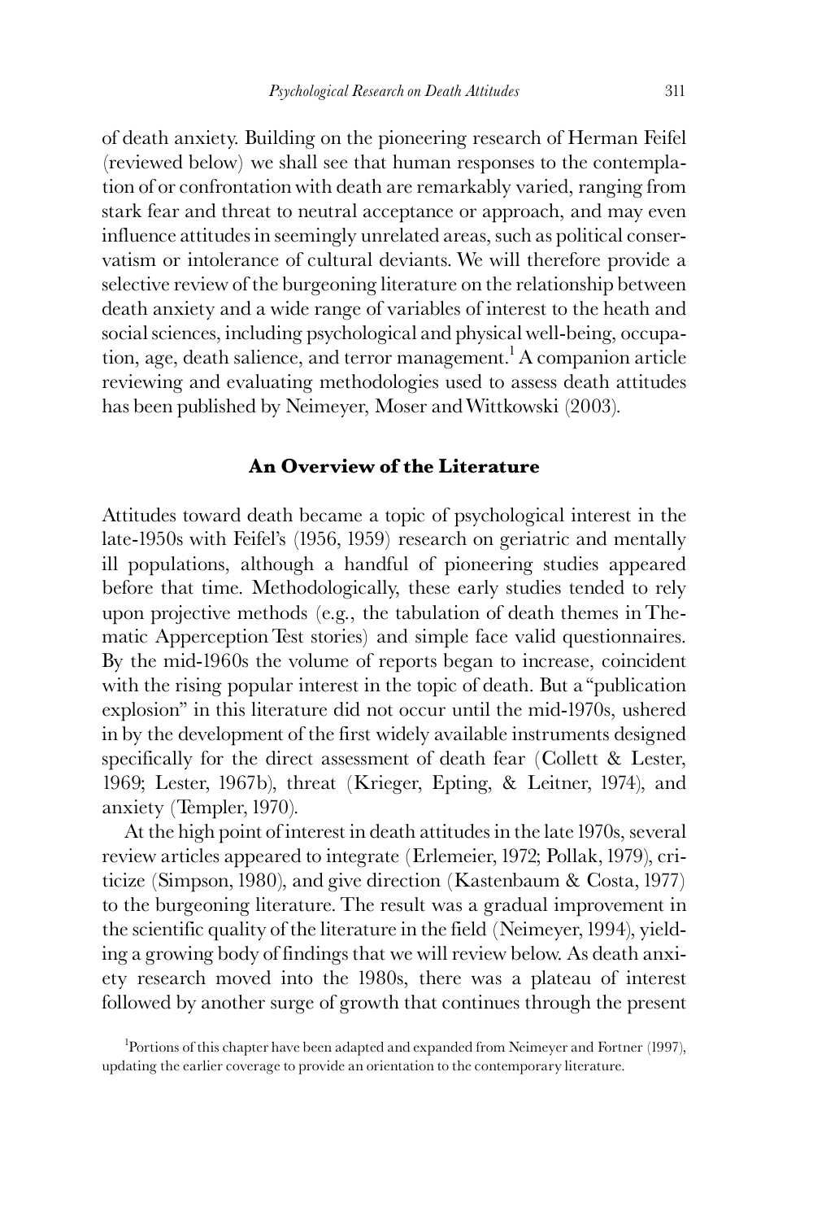of death anxiety. Building on the pioneering research of Herman Feifel (reviewed below) we shall see that human responses to the contemplation of or confrontation with death are remarkably varied, ranging from stark fear and threat to neutral acceptance or approach, and may even influence attitudes in seemingly unrelated areas, such as political conservatism or intolerance of cultural deviants. We will therefore provide a selective review of the burgeoning literature on the relationship between death anxiety and a wide range of variables of interest to the heath and social sciences, including psychological and physical well-being, occupation, age, death salience, and terror management.[1] A companion article reviewing and evaluating methodologies used to assess death attitudes has been published by Neimeyer, Moser and Wittkowski (2003).

## An Overview of the Literature

Attitudes toward death became a topic of psychological interest in the late-1950s with Feifel's (1956, 1959) research on geriatric and mentally ill populations, although a handful of pioneering studies appeared before that time. Methodologically, these early studies tended to rely upon projective methods (e.g., the tabulation of death themes in Thematic Apperception Test stories) and simple face valid questionnaires. By the mid-1960s the volume of reports began to increase, coincident with the rising popular interest in the topic of death. But a "publication explosion" in this literature did not occur until the mid-1970s, ushered in by the development of the first widely available instruments designed specifically for the direct assessment of death fear (Collett & Lester, 1969; Lester, 1967b), threat (Krieger, Epting, & Leitner, 1974), and anxiety (Templer, 1970).

At the high point of interest in death attitudes in the late 1970s, several review articles appeared to integrate (Erlemeier, 1972; Pollak, 1979), criticize (Simpson, 1980), and give direction (Kastenbaum & Costa, 1977) to the burgeoning literature. The result was a gradual improvement in the scientific quality of the literature in the field (Neimeyer, 1994), yielding a growing body of findings that we will review below. As death anxiety research moved into the 1980s, there was a plateau of interest followed by another surge of growth that continues through the present

[1] Portions of this chapter have been adapted and expanded from Neimeyer and Fortner (1997), updating the earlier coverage to provide an orientation to the contemporary literature.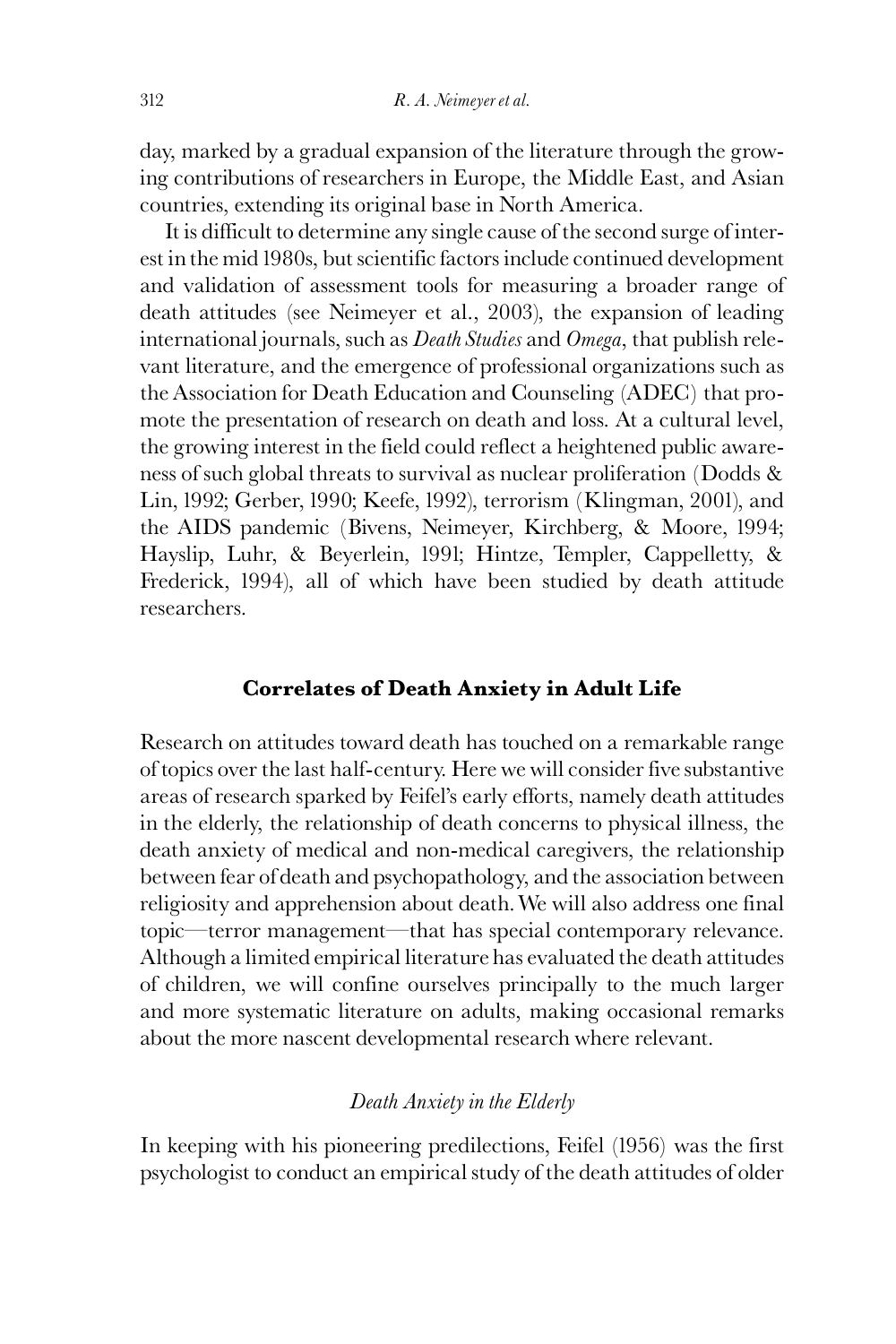day, marked by a gradual expansion of the literature through the growing contributions of researchers in Europe, the Middle East, and Asian countries, extending its original base in North America.

It is difficult to determine any single cause of the second surge of interest in the mid 1980s, but scientific factors include continued development and validation of assessment tools for measuring a broader range of death attitudes (see Neimeyer et al., 2003), the expansion of leading international journals, such as *Death Studies* and *Omega*, that publish relevant literature, and the emergence of professional organizations such as the Association for Death Education and Counseling (ADEC) that promote the presentation of research on death and loss. At a cultural level, the growing interest in the field could reflect a heightened public awareness of such global threats to survival as nuclear proliferation (Dodds & Lin, 1992; Gerber, 1990; Keefe, 1992), terrorism (Klingman, 2001), and the AIDS pandemic (Bivens, Neimeyer, Kirchberg, & Moore, 1994; Hayslip, Luhr, & Beyerlein, 1991; Hintze, Templer, Cappelletty, & Frederick, 1994), all of which have been studied by death attitude researchers.

## Correlates of Death Anxiety in Adult Life

Research on attitudes toward death has touched on a remarkable range of topics over the last half-century. Here we will consider five substantive areas of research sparked by Feifel's early efforts, namely death attitudes in the elderly, the relationship of death concerns to physical illness, the death anxiety of medical and non-medical caregivers, the relationship between fear of death and psychopathology, and the association between religiosity and apprehension about death. We will also address one final topic—terror management—that has special contemporary relevance. Although a limited empirical literature has evaluated the death attitudes of children, we will confine ourselves principally to the much larger and more systematic literature on adults, making occasional remarks about the more nascent developmental research where relevant.

### *Death Anxiety in the Elderly*

In keeping with his pioneering predilections, Feifel (1956) was the first psychologist to conduct an empirical study of the death attitudes of older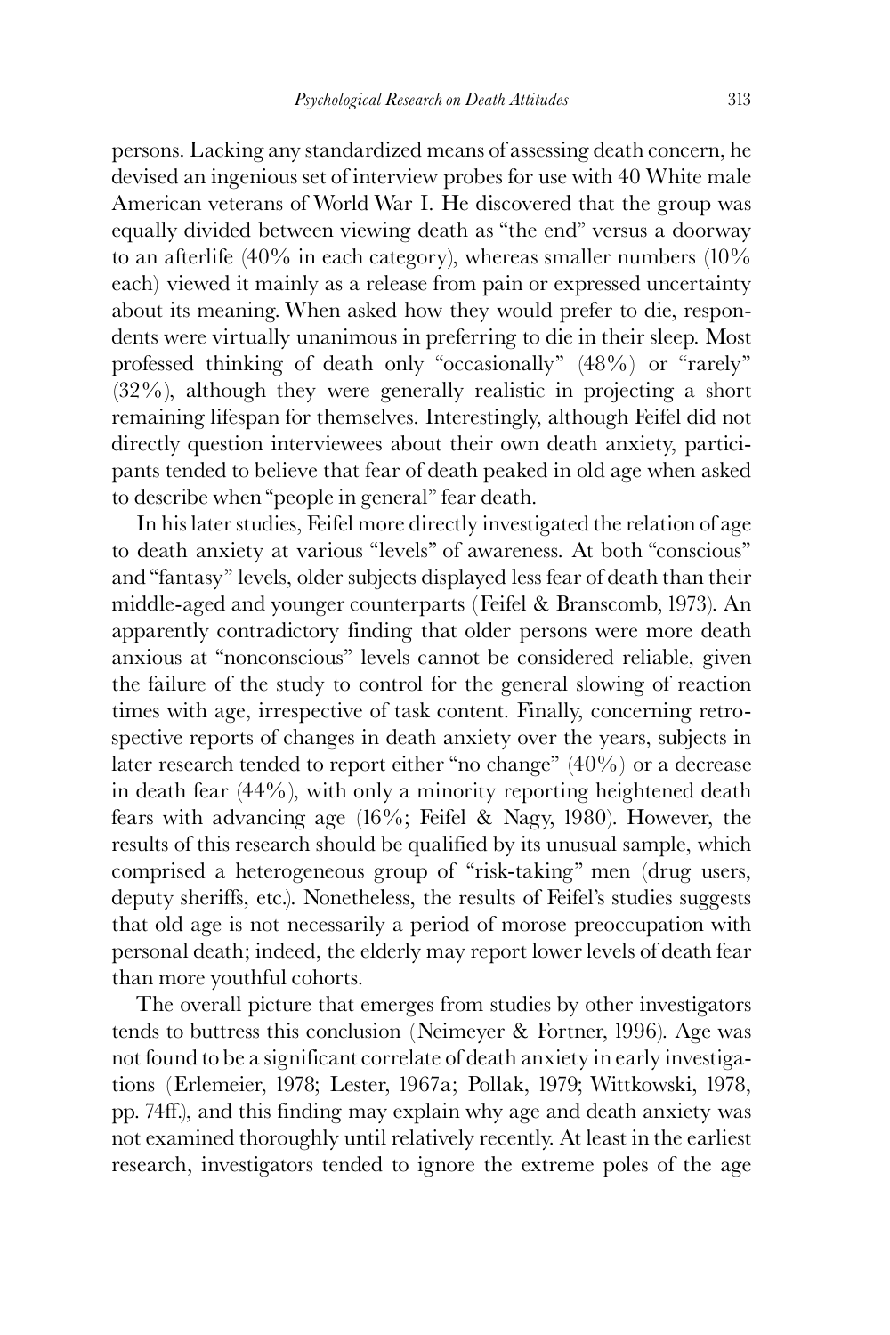persons. Lacking any standardized means of assessing death concern, he devised an ingenious set of interview probes for use with 40 White male American veterans of World War I. He discovered that the group was equally divided between viewing death as "the end" versus a doorway to an afterlife (40% in each category), whereas smaller numbers (10% each) viewed it mainly as a release from pain or expressed uncertainty about its meaning. When asked how they would prefer to die, respondents were virtually unanimous in preferring to die in their sleep. Most professed thinking of death only "occasionally" (48%) or "rarely" (32%), although they were generally realistic in projecting a short remaining lifespan for themselves. Interestingly, although Feifel did not directly question interviewees about their own death anxiety, participants tended to believe that fear of death peaked in old age when asked to describe when "people in general" fear death.

In his later studies, Feifel more directly investigated the relation of age to death anxiety at various "levels" of awareness. At both "conscious" and "fantasy" levels, older subjects displayed less fear of death than their middle-aged and younger counterparts (Feifel & Branscomb, 1973). An apparently contradictory finding that older persons were more death anxious at "nonconscious" levels cannot be considered reliable, given the failure of the study to control for the general slowing of reaction times with age, irrespective of task content. Finally, concerning retrospective reports of changes in death anxiety over the years, subjects in later research tended to report either "no change" (40%) or a decrease in death fear (44%), with only a minority reporting heightened death fears with advancing age (16%; Feifel & Nagy, 1980). However, the results of this research should be qualified by its unusual sample, which comprised a heterogeneous group of "risk-taking" men (drug users, deputy sheriffs, etc.). Nonetheless, the results of Feifel's studies suggests that old age is not necessarily a period of morose preoccupation with personal death; indeed, the elderly may report lower levels of death fear than more youthful cohorts.

The overall picture that emerges from studies by other investigators tends to buttress this conclusion (Neimeyer & Fortner, 1996). Age was not found to be a significant correlate of death anxiety in early investigations (Erlemeier, 1978; Lester, 1967a; Pollak, 1979; Wittkowski, 1978, pp. 74ff.), and this finding may explain why age and death anxiety was not examined thoroughly until relatively recently. At least in the earliest research, investigators tended to ignore the extreme poles of the age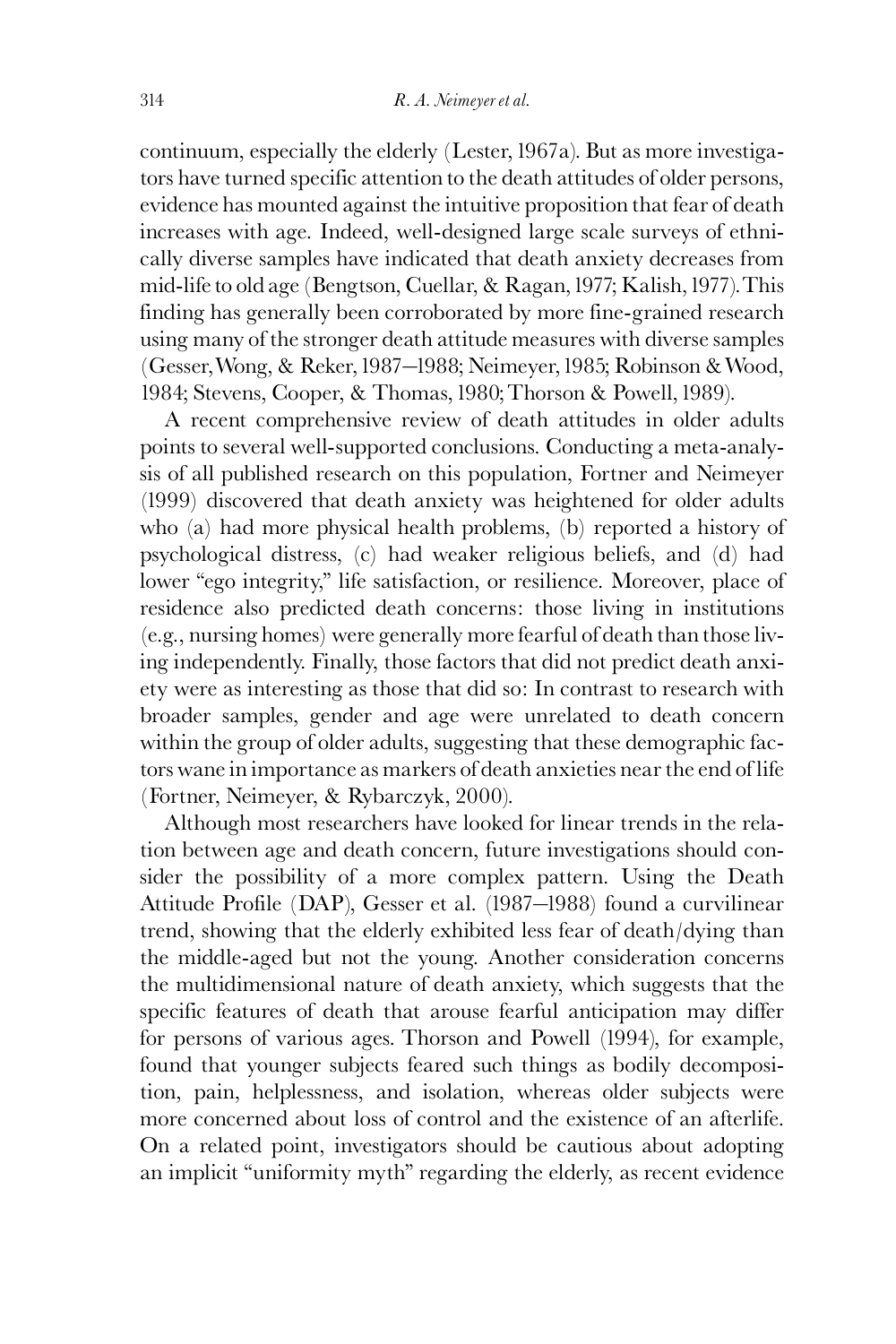continuum, especially the elderly (Lester, 1967a). But as more investigators have turned specific attention to the death attitudes of older persons, evidence has mounted against the intuitive proposition that fear of death increases with age. Indeed, well-designed large scale surveys of ethnically diverse samples have indicated that death anxiety decreases from mid-life to old age (Bengtson, Cuellar, & Ragan, 1977; Kalish, 1977). This finding has generally been corroborated by more fine-grained research using many of the stronger death attitude measures with diverse samples (Gesser, Wong, & Reker, 1987–1988; Neimeyer, 1985; Robinson & Wood, 1984; Stevens, Cooper, & Thomas, 1980; Thorson & Powell, 1989).

A recent comprehensive review of death attitudes in older adults points to several well-supported conclusions. Conducting a meta-analysis of all published research on this population, Fortner and Neimeyer (1999) discovered that death anxiety was heightened for older adults who (a) had more physical health problems, (b) reported a history of psychological distress, (c) had weaker religious beliefs, and (d) had lower "ego integrity," life satisfaction, or resilience. Moreover, place of residence also predicted death concerns: those living in institutions (e.g., nursing homes) were generally more fearful of death than those living independently. Finally, those factors that did not predict death anxiety were as interesting as those that did so: In contrast to research with broader samples, gender and age were unrelated to death concern within the group of older adults, suggesting that these demographic factors wane in importance as markers of death anxieties near the end of life (Fortner, Neimeyer, & Rybarczyk, 2000).

Although most researchers have looked for linear trends in the relation between age and death concern, future investigations should consider the possibility of a more complex pattern. Using the Death Attitude Profile (DAP), Gesser et al. (1987–1988) found a curvilinear trend, showing that the elderly exhibited less fear of death/dying than the middle-aged but not the young. Another consideration concerns the multidimensional nature of death anxiety, which suggests that the specific features of death that arouse fearful anticipation may differ for persons of various ages. Thorson and Powell (1994), for example, found that younger subjects feared such things as bodily decomposition, pain, helplessness, and isolation, whereas older subjects were more concerned about loss of control and the existence of an afterlife. On a related point, investigators should be cautious about adopting an implicit "uniformity myth" regarding the elderly, as recent evidence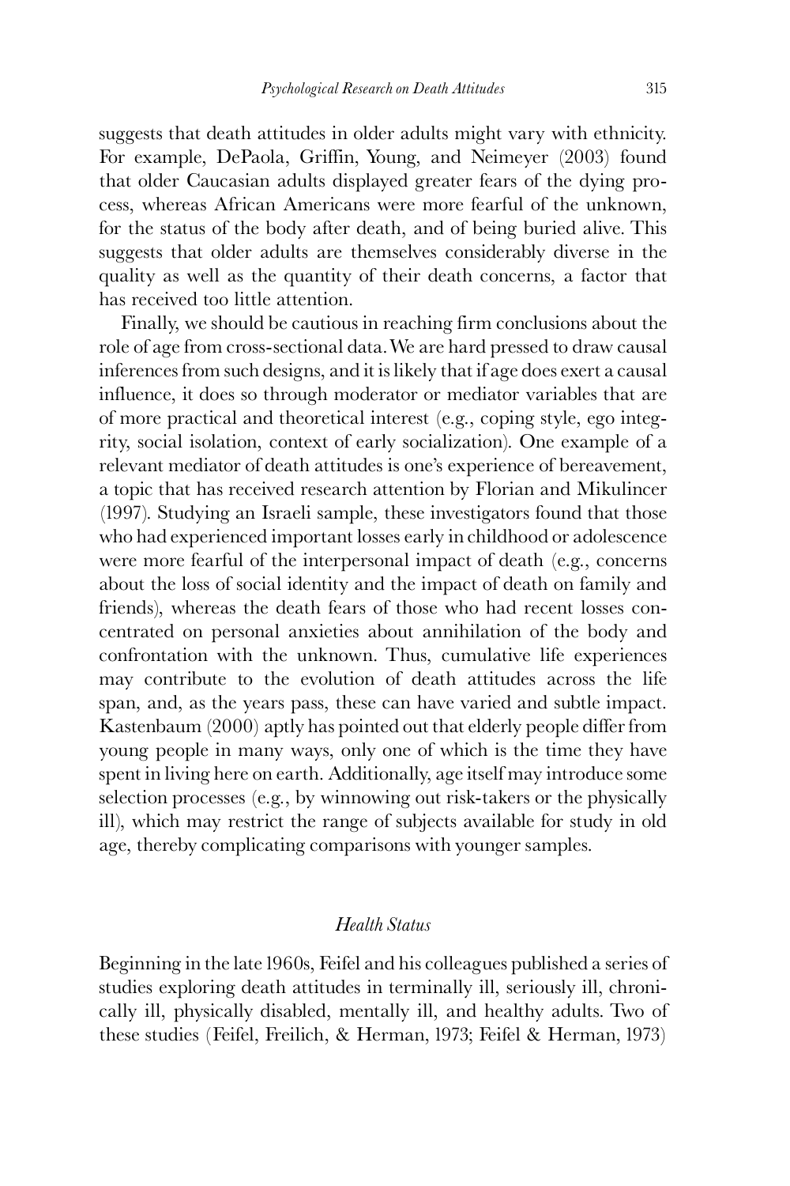suggests that death attitudes in older adults might vary with ethnicity. For example, DePaola, Griffin, Young, and Neimeyer (2003) found that older Caucasian adults displayed greater fears of the dying process, whereas African Americans were more fearful of the unknown, for the status of the body after death, and of being buried alive. This suggests that older adults are themselves considerably diverse in the quality as well as the quantity of their death concerns, a factor that has received too little attention.

Finally, we should be cautious in reaching firm conclusions about the role of age from cross-sectional data. We are hard pressed to draw causal inferences from such designs, and it is likely that if age does exert a causal influence, it does so through moderator or mediator variables that are of more practical and theoretical interest (e.g., coping style, ego integrity, social isolation, context of early socialization). One example of a relevant mediator of death attitudes is one's experience of bereavement, a topic that has received research attention by Florian and Mikulincer (1997). Studying an Israeli sample, these investigators found that those who had experienced important losses early in childhood or adolescence were more fearful of the interpersonal impact of death (e.g., concerns about the loss of social identity and the impact of death on family and friends), whereas the death fears of those who had recent losses concentrated on personal anxieties about annihilation of the body and confrontation with the unknown. Thus, cumulative life experiences may contribute to the evolution of death attitudes across the life span, and, as the years pass, these can have varied and subtle impact. Kastenbaum (2000) aptly has pointed out that elderly people differ from young people in many ways, only one of which is the time they have spent in living here on earth. Additionally, age itself may introduce some selection processes (e.g., by winnowing out risk-takers or the physically ill), which may restrict the range of subjects available for study in old age, thereby complicating comparisons with younger samples.

### *Health Status*

Beginning in the late 1960s, Feifel and his colleagues published a series of studies exploring death attitudes in terminally ill, seriously ill, chronically ill, physically disabled, mentally ill, and healthy adults. Two of these studies (Feifel, Freilich, & Herman, 1973; Feifel & Herman, 1973)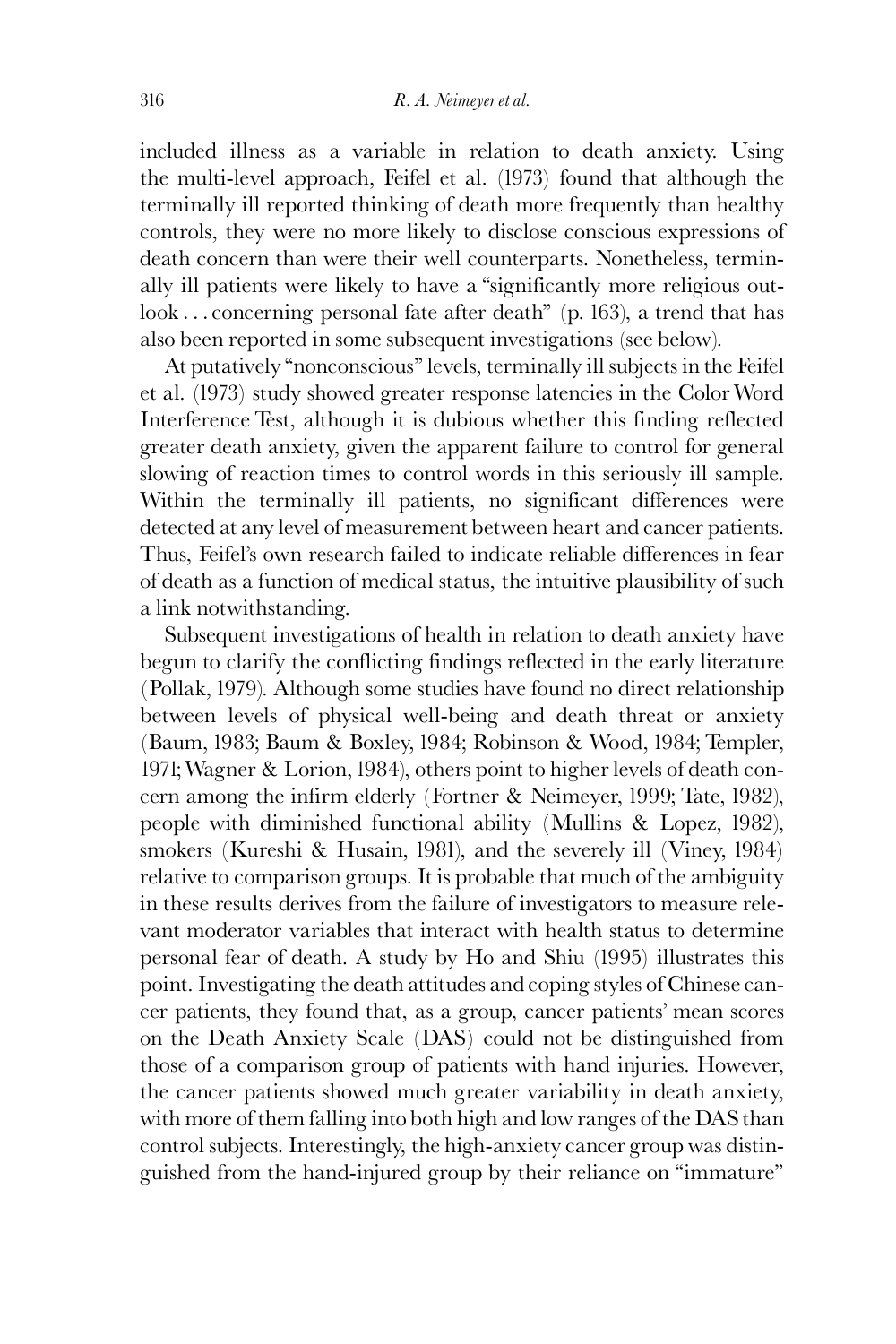included illness as a variable in relation to death anxiety. Using the multi-level approach, Feifel et al. (1973) found that although the terminally ill reported thinking of death more frequently than healthy controls, they were no more likely to disclose conscious expressions of death concern than were their well counterparts. Nonetheless, terminally ill patients were likely to have a "significantly more religious outlook . . . concerning personal fate after death" (p. 163), a trend that has also been reported in some subsequent investigations (see below).

At putatively "nonconscious" levels, terminally ill subjects in the Feifel et al. (1973) study showed greater response latencies in the Color Word Interference Test, although it is dubious whether this finding reflected greater death anxiety, given the apparent failure to control for general slowing of reaction times to control words in this seriously ill sample. Within the terminally ill patients, no significant differences were detected at any level of measurement between heart and cancer patients. Thus, Feifel's own research failed to indicate reliable differences in fear of death as a function of medical status, the intuitive plausibility of such a link notwithstanding.

Subsequent investigations of health in relation to death anxiety have begun to clarify the conflicting findings reflected in the early literature (Pollak, 1979). Although some studies have found no direct relationship between levels of physical well-being and death threat or anxiety (Baum, 1983; Baum & Boxley, 1984; Robinson & Wood, 1984; Templer, 1971; Wagner & Lorion, 1984), others point to higher levels of death concern among the infirm elderly (Fortner & Neimeyer, 1999; Tate, 1982), people with diminished functional ability (Mullins & Lopez, 1982), smokers (Kureshi & Husain, 1981), and the severely ill (Viney, 1984) relative to comparison groups. It is probable that much of the ambiguity in these results derives from the failure of investigators to measure relevant moderator variables that interact with health status to determine personal fear of death. A study by Ho and Shiu (1995) illustrates this point. Investigating the death attitudes and coping styles of Chinese cancer patients, they found that, as a group, cancer patients' mean scores on the Death Anxiety Scale (DAS) could not be distinguished from those of a comparison group of patients with hand injuries. However, the cancer patients showed much greater variability in death anxiety, with more of them falling into both high and low ranges of the DAS than control subjects. Interestingly, the high-anxiety cancer group was distinguished from the hand-injured group by their reliance on "immature"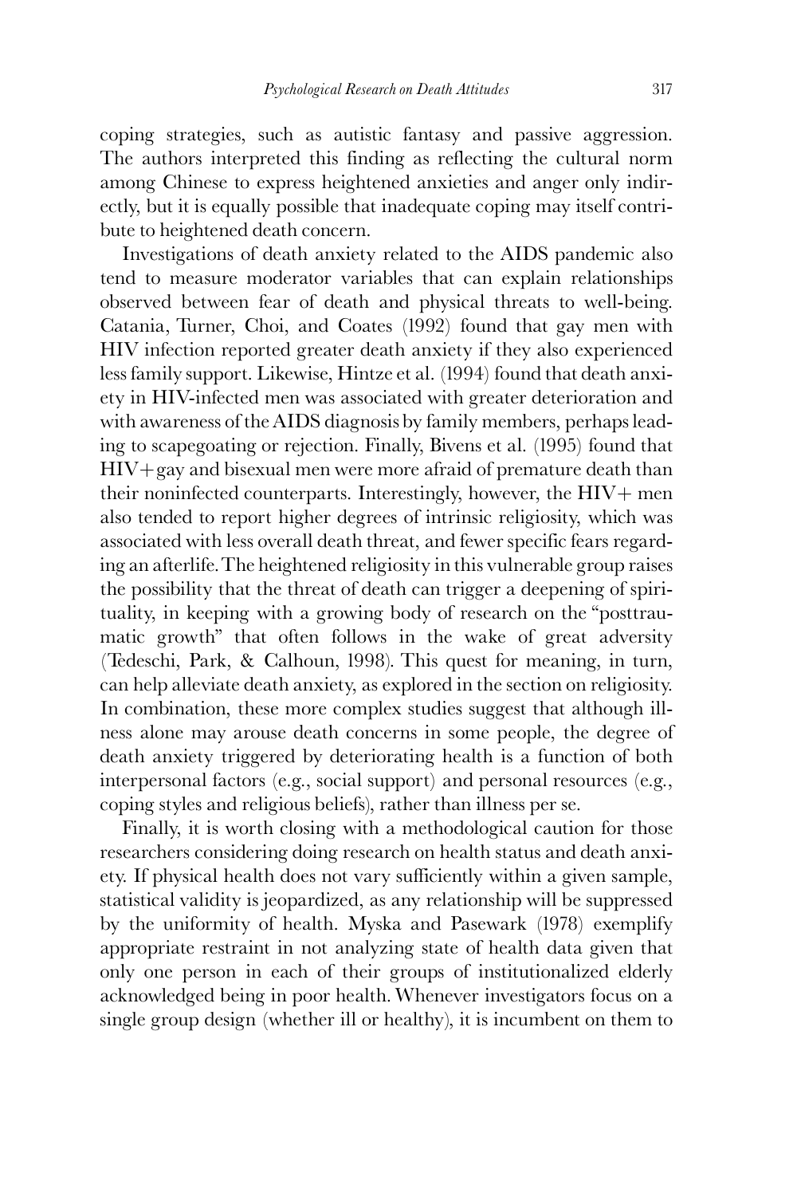coping strategies, such as autistic fantasy and passive aggression. The authors interpreted this finding as reflecting the cultural norm among Chinese to express heightened anxieties and anger only indirectly, but it is equally possible that inadequate coping may itself contribute to heightened death concern.

Investigations of death anxiety related to the AIDS pandemic also tend to measure moderator variables that can explain relationships observed between fear of death and physical threats to well-being. Catania, Turner, Choi, and Coates (1992) found that gay men with HIV infection reported greater death anxiety if they also experienced less family support. Likewise, Hintze et al. (1994) found that death anxiety in HIV-infected men was associated with greater deterioration and with awareness of the AIDS diagnosis by family members, perhaps leading to scapegoating or rejection. Finally, Bivens et al. (1995) found that HIV+ gay and bisexual men were more afraid of premature death than their noninfected counterparts. Interestingly, however, the HIV+ men also tended to report higher degrees of intrinsic religiosity, which was associated with less overall death threat, and fewer specific fears regarding an afterlife. The heightened religiosity in this vulnerable group raises the possibility that the threat of death can trigger a deepening of spirituality, in keeping with a growing body of research on the "posttraumatic growth" that often follows in the wake of great adversity (Tedeschi, Park, & Calhoun, 1998). This quest for meaning, in turn, can help alleviate death anxiety, as explored in the section on religiosity. In combination, these more complex studies suggest that although illness alone may arouse death concerns in some people, the degree of death anxiety triggered by deteriorating health is a function of both interpersonal factors (e.g., social support) and personal resources (e.g., coping styles and religious beliefs), rather than illness per se.

Finally, it is worth closing with a methodological caution for those researchers considering doing research on health status and death anxiety. If physical health does not vary sufficiently within a given sample, statistical validity is jeopardized, as any relationship will be suppressed by the uniformity of health. Myska and Pasewark (1978) exemplify appropriate restraint in not analyzing state of health data given that only one person in each of their groups of institutionalized elderly acknowledged being in poor health. Whenever investigators focus on a single group design (whether ill or healthy), it is incumbent on them to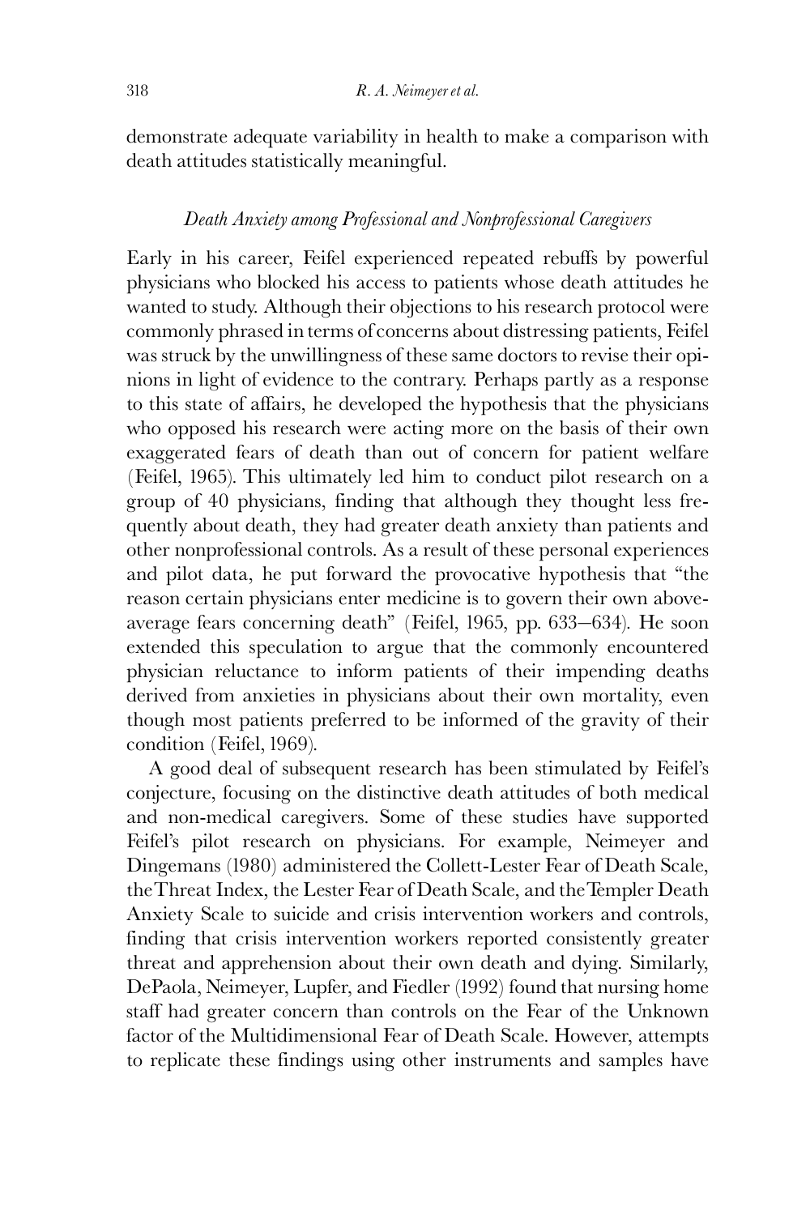demonstrate adequate variability in health to make a comparison with death attitudes statistically meaningful.

### *Death Anxiety among Professional and Nonprofessional Caregivers*

Early in his career, Feifel experienced repeated rebuffs by powerful physicians who blocked his access to patients whose death attitudes he wanted to study. Although their objections to his research protocol were commonly phrased in terms of concerns about distressing patients, Feifel was struck by the unwillingness of these same doctors to revise their opinions in light of evidence to the contrary. Perhaps partly as a response to this state of affairs, he developed the hypothesis that the physicians who opposed his research were acting more on the basis of their own exaggerated fears of death than out of concern for patient welfare (Feifel, 1965). This ultimately led him to conduct pilot research on a group of 40 physicians, finding that although they thought less frequently about death, they had greater death anxiety than patients and other nonprofessional controls. As a result of these personal experiences and pilot data, he put forward the provocative hypothesis that "the reason certain physicians enter medicine is to govern their own above-average fears concerning death" (Feifel, 1965, pp. 633–634). He soon extended this speculation to argue that the commonly encountered physician reluctance to inform patients of their impending deaths derived from anxieties in physicians about their own mortality, even though most patients preferred to be informed of the gravity of their condition (Feifel, 1969).

A good deal of subsequent research has been stimulated by Feifel's conjecture, focusing on the distinctive death attitudes of both medical and non-medical caregivers. Some of these studies have supported Feifel's pilot research on physicians. For example, Neimeyer and Dingemans (1980) administered the Collett-Lester Fear of Death Scale, the Threat Index, the Lester Fear of Death Scale, and the Templer Death Anxiety Scale to suicide and crisis intervention workers and controls, finding that crisis intervention workers reported consistently greater threat and apprehension about their own death and dying. Similarly, DePaola, Neimeyer, Lupfer, and Fiedler (1992) found that nursing home staff had greater concern than controls on the Fear of the Unknown factor of the Multidimensional Fear of Death Scale. However, attempts to replicate these findings using other instruments and samples have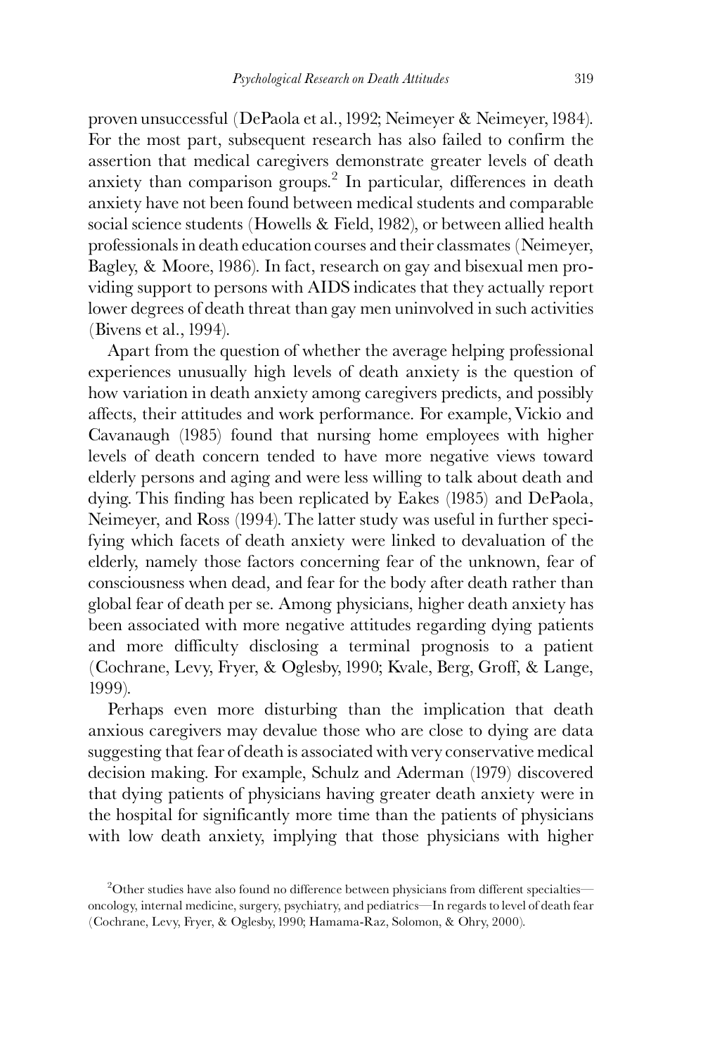proven unsuccessful (DePaola et al., 1992; Neimeyer & Neimeyer, 1984). For the most part, subsequent research has also failed to confirm the assertion that medical caregivers demonstrate greater levels of death anxiety than comparison groups.[2] In particular, differences in death anxiety have not been found between medical students and comparable social science students (Howells & Field, 1982), or between allied health professionals in death education courses and their classmates (Neimeyer, Bagley, & Moore, 1986). In fact, research on gay and bisexual men providing support to persons with AIDS indicates that they actually report lower degrees of death threat than gay men uninvolved in such activities (Bivens et al., 1994).

Apart from the question of whether the average helping professional experiences unusually high levels of death anxiety is the question of how variation in death anxiety among caregivers predicts, and possibly affects, their attitudes and work performance. For example, Vickio and Cavanaugh (1985) found that nursing home employees with higher levels of death concern tended to have more negative views toward elderly persons and aging and were less willing to talk about death and dying. This finding has been replicated by Eakes (1985) and DePaola, Neimeyer, and Ross (1994). The latter study was useful in further specifying which facets of death anxiety were linked to devaluation of the elderly, namely those factors concerning fear of the unknown, fear of consciousness when dead, and fear for the body after death rather than global fear of death per se. Among physicians, higher death anxiety has been associated with more negative attitudes regarding dying patients and more difficulty disclosing a terminal prognosis to a patient (Cochrane, Levy, Fryer, & Oglesby, 1990; Kvale, Berg, Groff, & Lange, 1999).

Perhaps even more disturbing than the implication that death anxious caregivers may devalue those who are close to dying are data suggesting that fear of death is associated with very conservative medical decision making. For example, Schulz and Aderman (1979) discovered that dying patients of physicians having greater death anxiety were in the hospital for significantly more time than the patients of physicians with low death anxiety, implying that those physicians with higher

[2]Other studies have also found no difference between physicians from different specialties—oncology, internal medicine, surgery, psychiatry, and pediatrics—In regards to level of death fear (Cochrane, Levy, Fryer, & Oglesby, 1990; Hamama-Raz, Solomon, & Ohry, 2000).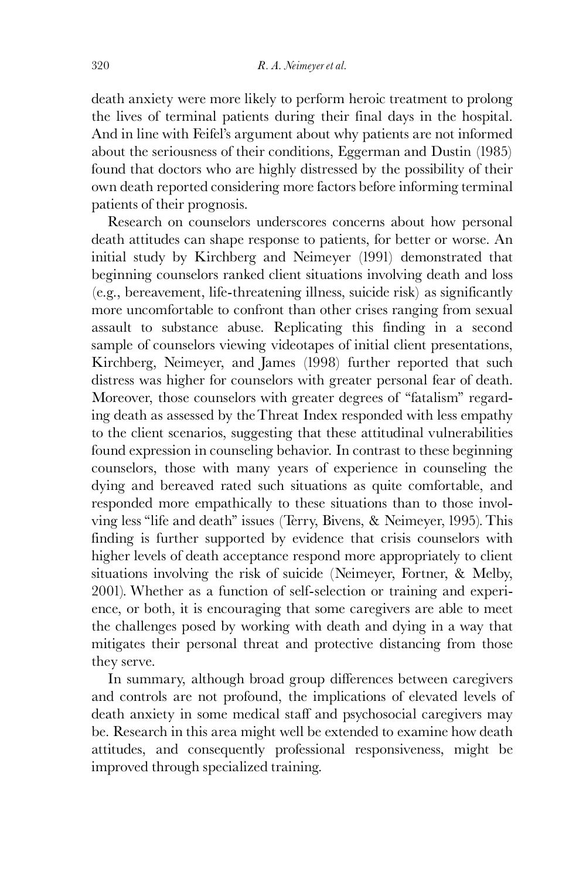death anxiety were more likely to perform heroic treatment to prolong the lives of terminal patients during their final days in the hospital. And in line with Feifel's argument about why patients are not informed about the seriousness of their conditions, Eggerman and Dustin (1985) found that doctors who are highly distressed by the possibility of their own death reported considering more factors before informing terminal patients of their prognosis.

Research on counselors underscores concerns about how personal death attitudes can shape response to patients, for better or worse. An initial study by Kirchberg and Neimeyer (1991) demonstrated that beginning counselors ranked client situations involving death and loss (e.g., bereavement, life-threatening illness, suicide risk) as significantly more uncomfortable to confront than other crises ranging from sexual assault to substance abuse. Replicating this finding in a second sample of counselors viewing videotapes of initial client presentations, Kirchberg, Neimeyer, and James (1998) further reported that such distress was higher for counselors with greater personal fear of death. Moreover, those counselors with greater degrees of "fatalism" regarding death as assessed by the Threat Index responded with less empathy to the client scenarios, suggesting that these attitudinal vulnerabilities found expression in counseling behavior. In contrast to these beginning counselors, those with many years of experience in counseling the dying and bereaved rated such situations as quite comfortable, and responded more empathically to these situations than to those involving less "life and death" issues (Terry, Bivens, & Neimeyer, 1995). This finding is further supported by evidence that crisis counselors with higher levels of death acceptance respond more appropriately to client situations involving the risk of suicide (Neimeyer, Fortner, & Melby, 2001). Whether as a function of self-selection or training and experience, or both, it is encouraging that some caregivers are able to meet the challenges posed by working with death and dying in a way that mitigates their personal threat and protective distancing from those they serve.

In summary, although broad group differences between caregivers and controls are not profound, the implications of elevated levels of death anxiety in some medical staff and psychosocial caregivers may be. Research in this area might well be extended to examine how death attitudes, and consequently professional responsiveness, might be improved through specialized training.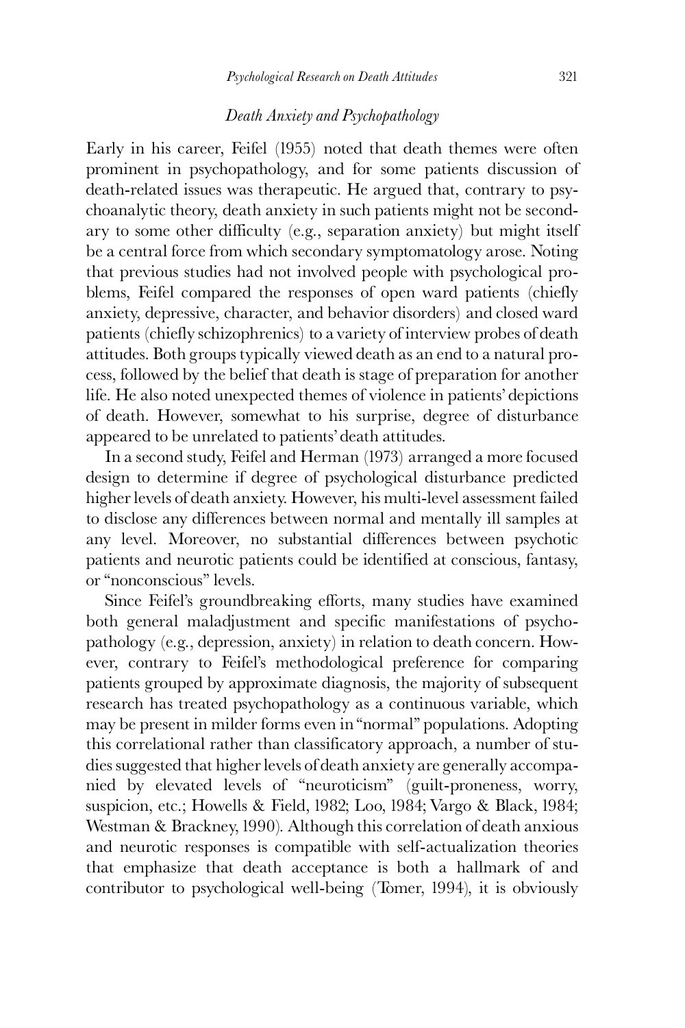### *Death Anxiety and Psychopathology*

Early in his career, Feifel (1955) noted that death themes were often prominent in psychopathology, and for some patients discussion of death-related issues was therapeutic. He argued that, contrary to psychoanalytic theory, death anxiety in such patients might not be secondary to some other difficulty (e.g., separation anxiety) but might itself be a central force from which secondary symptomatology arose. Noting that previous studies had not involved people with psychological problems, Feifel compared the responses of open ward patients (chiefly anxiety, depressive, character, and behavior disorders) and closed ward patients (chiefly schizophrenics) to a variety of interview probes of death attitudes. Both groups typically viewed death as an end to a natural process, followed by the belief that death is stage of preparation for another life. He also noted unexpected themes of violence in patients' depictions of death. However, somewhat to his surprise, degree of disturbance appeared to be unrelated to patients' death attitudes.

In a second study, Feifel and Herman (1973) arranged a more focused design to determine if degree of psychological disturbance predicted higher levels of death anxiety. However, his multi-level assessment failed to disclose any differences between normal and mentally ill samples at any level. Moreover, no substantial differences between psychotic patients and neurotic patients could be identified at conscious, fantasy, or "nonconscious" levels.

Since Feifel's groundbreaking efforts, many studies have examined both general maladjustment and specific manifestations of psychopathology (e.g., depression, anxiety) in relation to death concern. However, contrary to Feifel's methodological preference for comparing patients grouped by approximate diagnosis, the majority of subsequent research has treated psychopathology as a continuous variable, which may be present in milder forms even in "normal" populations. Adopting this correlational rather than classificatory approach, a number of studies suggested that higher levels of death anxiety are generally accompanied by elevated levels of "neuroticism" (guilt-proneness, worry, suspicion, etc.; Howells & Field, 1982; Loo, 1984; Vargo & Black, 1984; Westman & Brackney, 1990). Although this correlation of death anxious and neurotic responses is compatible with self-actualization theories that emphasize that death acceptance is both a hallmark of and contributor to psychological well-being (Tomer, 1994), it is obviously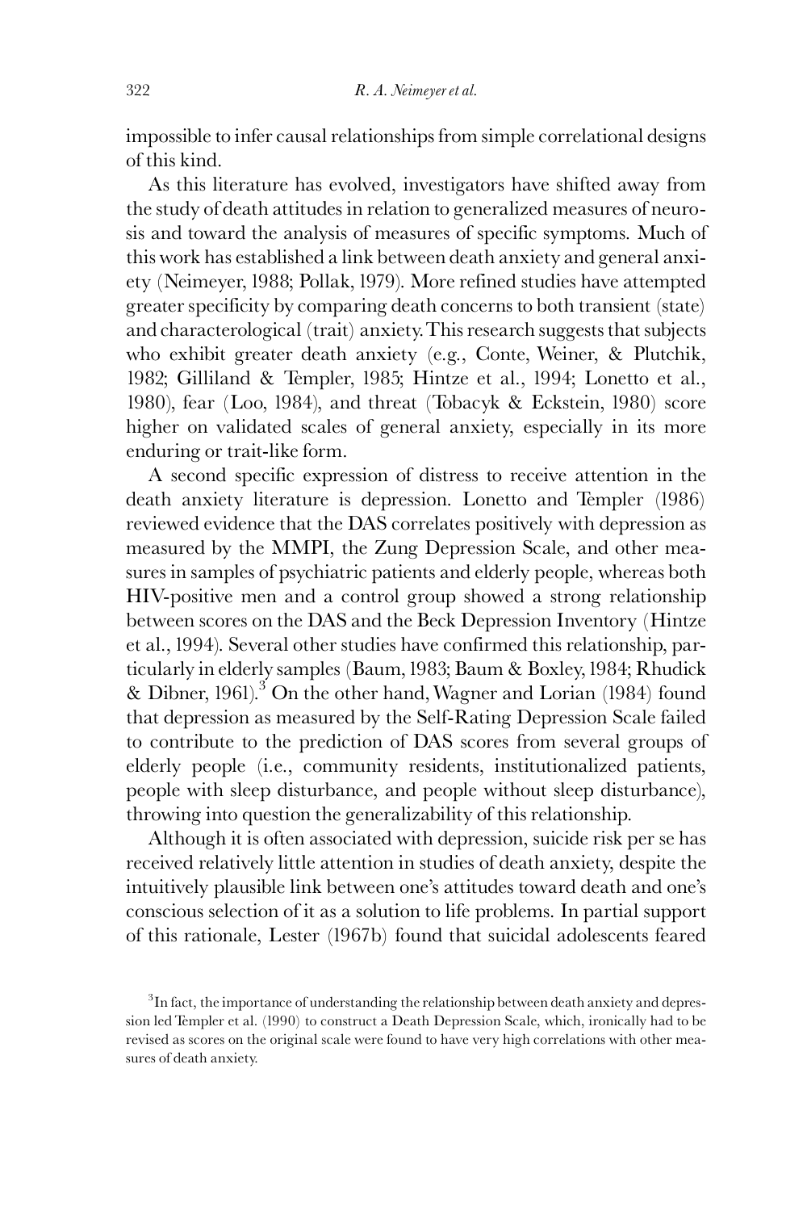impossible to infer causal relationships from simple correlational designs of this kind.

As this literature has evolved, investigators have shifted away from the study of death attitudes in relation to generalized measures of neurosis and toward the analysis of measures of specific symptoms. Much of this work has established a link between death anxiety and general anxiety (Neimeyer, 1988; Pollak, 1979). More refined studies have attempted greater specificity by comparing death concerns to both transient (state) and characterological (trait) anxiety. This research suggests that subjects who exhibit greater death anxiety (e.g., Conte, Weiner, & Plutchik, 1982; Gilliland & Templer, 1985; Hintze et al., 1994; Lonetto et al., 1980), fear (Loo, 1984), and threat (Tobacyk & Eckstein, 1980) score higher on validated scales of general anxiety, especially in its more enduring or trait-like form.

A second specific expression of distress to receive attention in the death anxiety literature is depression. Lonetto and Templer (1986) reviewed evidence that the DAS correlates positively with depression as measured by the MMPI, the Zung Depression Scale, and other measures in samples of psychiatric patients and elderly people, whereas both HIV-positive men and a control group showed a strong relationship between scores on the DAS and the Beck Depression Inventory (Hintze et al., 1994). Several other studies have confirmed this relationship, particularly in elderly samples (Baum, 1983; Baum & Boxley, 1984; Rhudick & Dibner, 1961).[3] On the other hand, Wagner and Lorian (1984) found that depression as measured by the Self-Rating Depression Scale failed to contribute to the prediction of DAS scores from several groups of elderly people (i.e., community residents, institutionalized patients, people with sleep disturbance, and people without sleep disturbance), throwing into question the generalizability of this relationship.

Although it is often associated with depression, suicide risk per se has received relatively little attention in studies of death anxiety, despite the intuitively plausible link between one's attitudes toward death and one's conscious selection of it as a solution to life problems. In partial support of this rationale, Lester (1967b) found that suicidal adolescents feared

[3]In fact, the importance of understanding the relationship between death anxiety and depression led Templer et al. (1990) to construct a Death Depression Scale, which, ironically had to be revised as scores on the original scale were found to have very high correlations with other measures of death anxiety.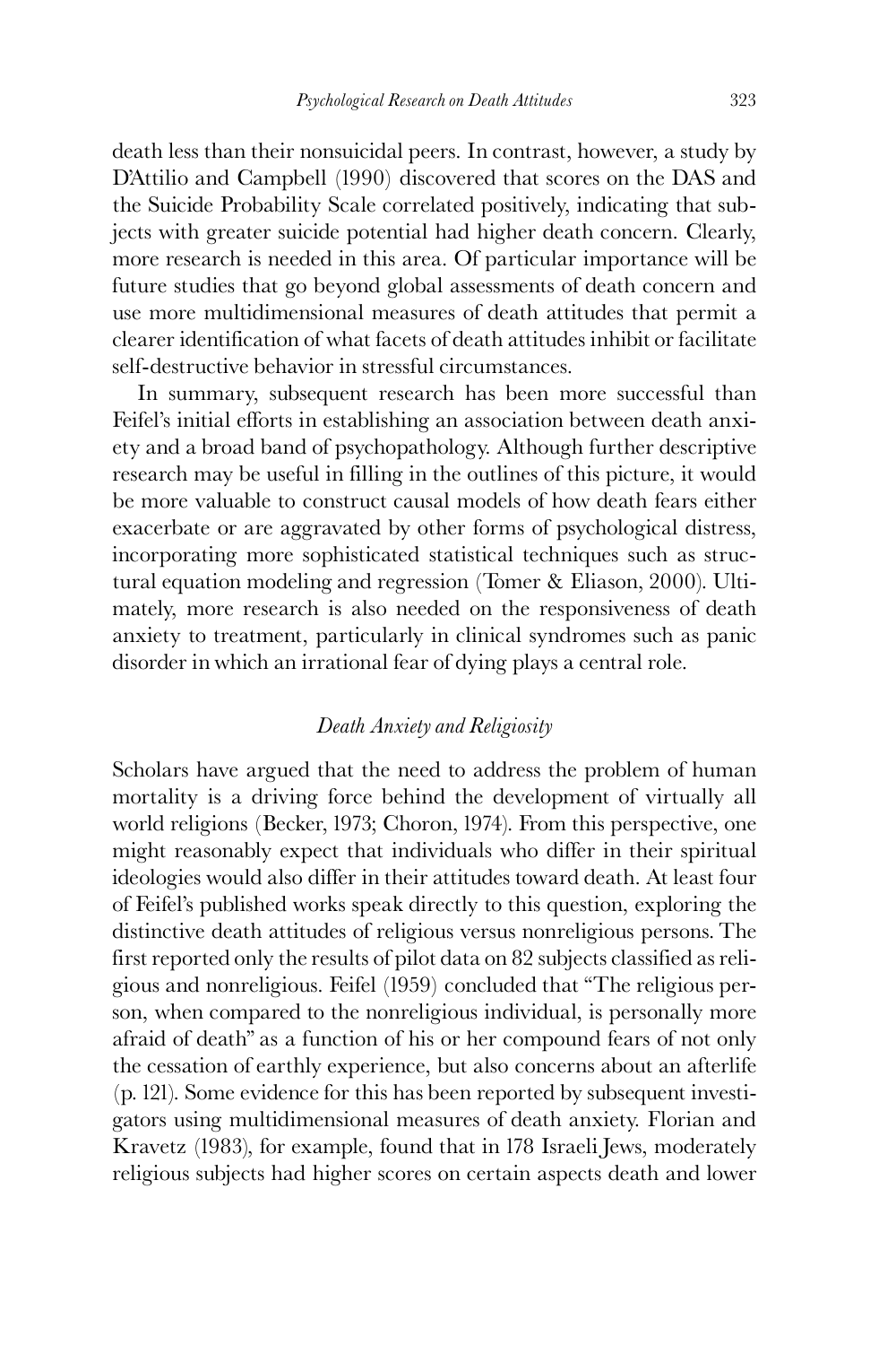death less than their nonsuicidal peers. In contrast, however, a study by D'Attilio and Campbell (1990) discovered that scores on the DAS and the Suicide Probability Scale correlated positively, indicating that subjects with greater suicide potential had higher death concern. Clearly, more research is needed in this area. Of particular importance will be future studies that go beyond global assessments of death concern and use more multidimensional measures of death attitudes that permit a clearer identification of what facets of death attitudes inhibit or facilitate self-destructive behavior in stressful circumstances.

In summary, subsequent research has been more successful than Feifel's initial efforts in establishing an association between death anxiety and a broad band of psychopathology. Although further descriptive research may be useful in filling in the outlines of this picture, it would be more valuable to construct causal models of how death fears either exacerbate or are aggravated by other forms of psychological distress, incorporating more sophisticated statistical techniques such as structural equation modeling and regression (Tomer & Eliason, 2000). Ultimately, more research is also needed on the responsiveness of death anxiety to treatment, particularly in clinical syndromes such as panic disorder in which an irrational fear of dying plays a central role.

### *Death Anxiety and Religiosity*

Scholars have argued that the need to address the problem of human mortality is a driving force behind the development of virtually all world religions (Becker, 1973; Choron, 1974). From this perspective, one might reasonably expect that individuals who differ in their spiritual ideologies would also differ in their attitudes toward death. At least four of Feifel's published works speak directly to this question, exploring the distinctive death attitudes of religious versus nonreligious persons. The first reported only the results of pilot data on 82 subjects classified as religious and nonreligious. Feifel (1959) concluded that "The religious person, when compared to the nonreligious individual, is personally more afraid of death" as a function of his or her compound fears of not only the cessation of earthly experience, but also concerns about an afterlife (p. 121). Some evidence for this has been reported by subsequent investigators using multidimensional measures of death anxiety. Florian and Kravetz (1983), for example, found that in 178 Israeli Jews, moderately religious subjects had higher scores on certain aspects death and lower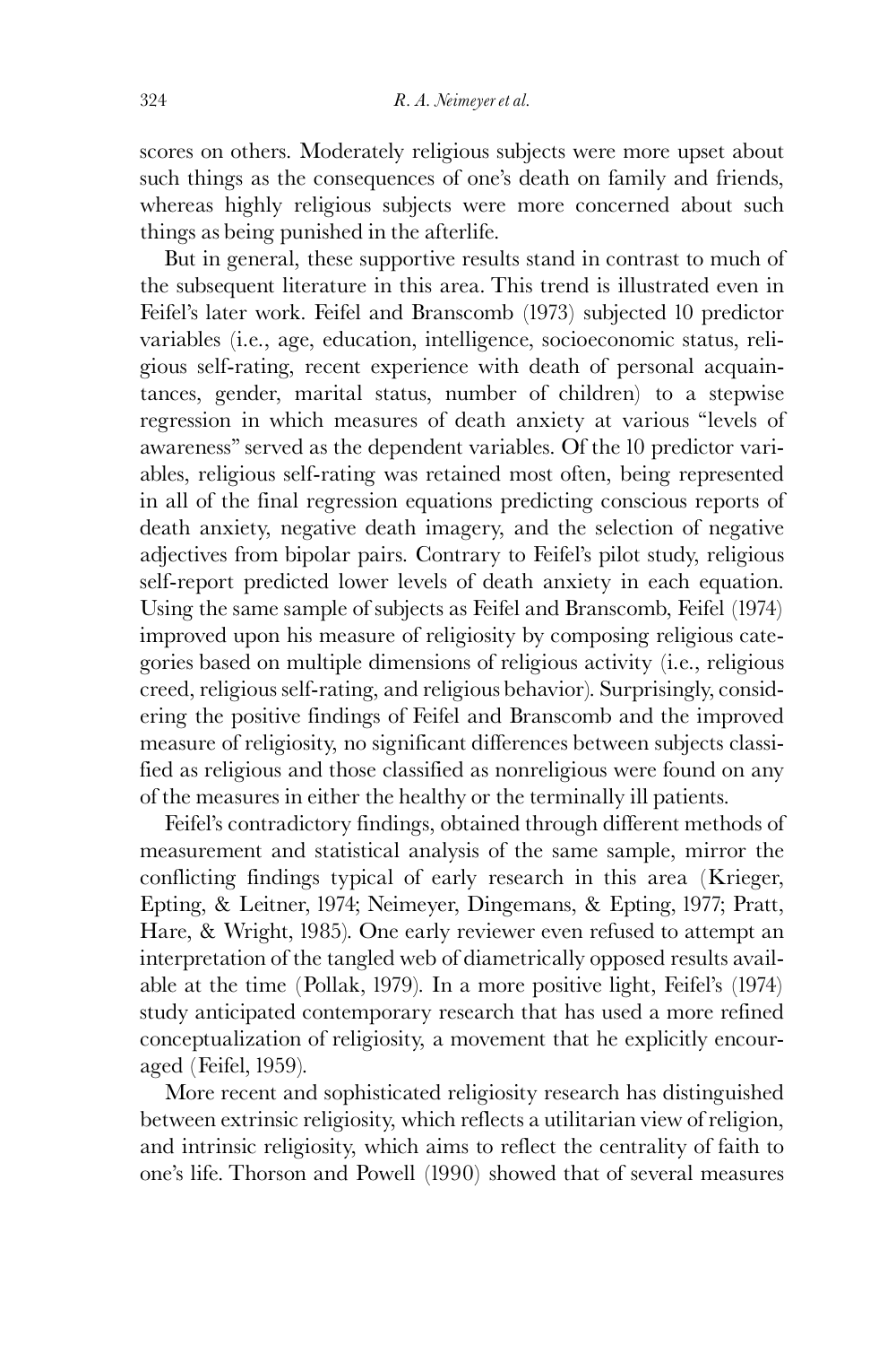scores on others. Moderately religious subjects were more upset about such things as the consequences of one's death on family and friends, whereas highly religious subjects were more concerned about such things as being punished in the afterlife.

But in general, these supportive results stand in contrast to much of the subsequent literature in this area. This trend is illustrated even in Feifel's later work. Feifel and Branscomb (1973) subjected 10 predictor variables (i.e., age, education, intelligence, socioeconomic status, religious self-rating, recent experience with death of personal acquaintances, gender, marital status, number of children) to a stepwise regression in which measures of death anxiety at various "levels of awareness" served as the dependent variables. Of the 10 predictor variables, religious self-rating was retained most often, being represented in all of the final regression equations predicting conscious reports of death anxiety, negative death imagery, and the selection of negative adjectives from bipolar pairs. Contrary to Feifel's pilot study, religious self-report predicted lower levels of death anxiety in each equation. Using the same sample of subjects as Feifel and Branscomb, Feifel (1974) improved upon his measure of religiosity by composing religious categories based on multiple dimensions of religious activity (i.e., religious creed, religious self-rating, and religious behavior). Surprisingly, considering the positive findings of Feifel and Branscomb and the improved measure of religiosity, no significant differences between subjects classified as religious and those classified as nonreligious were found on any of the measures in either the healthy or the terminally ill patients.

Feifel's contradictory findings, obtained through different methods of measurement and statistical analysis of the same sample, mirror the conflicting findings typical of early research in this area (Krieger, Epting, & Leitner, 1974; Neimeyer, Dingemans, & Epting, 1977; Pratt, Hare, & Wright, 1985). One early reviewer even refused to attempt an interpretation of the tangled web of diametrically opposed results available at the time (Pollak, 1979). In a more positive light, Feifel's (1974) study anticipated contemporary research that has used a more refined conceptualization of religiosity, a movement that he explicitly encouraged (Feifel, 1959).

More recent and sophisticated religiosity research has distinguished between extrinsic religiosity, which reflects a utilitarian view of religion, and intrinsic religiosity, which aims to reflect the centrality of faith to one's life. Thorson and Powell (1990) showed that of several measures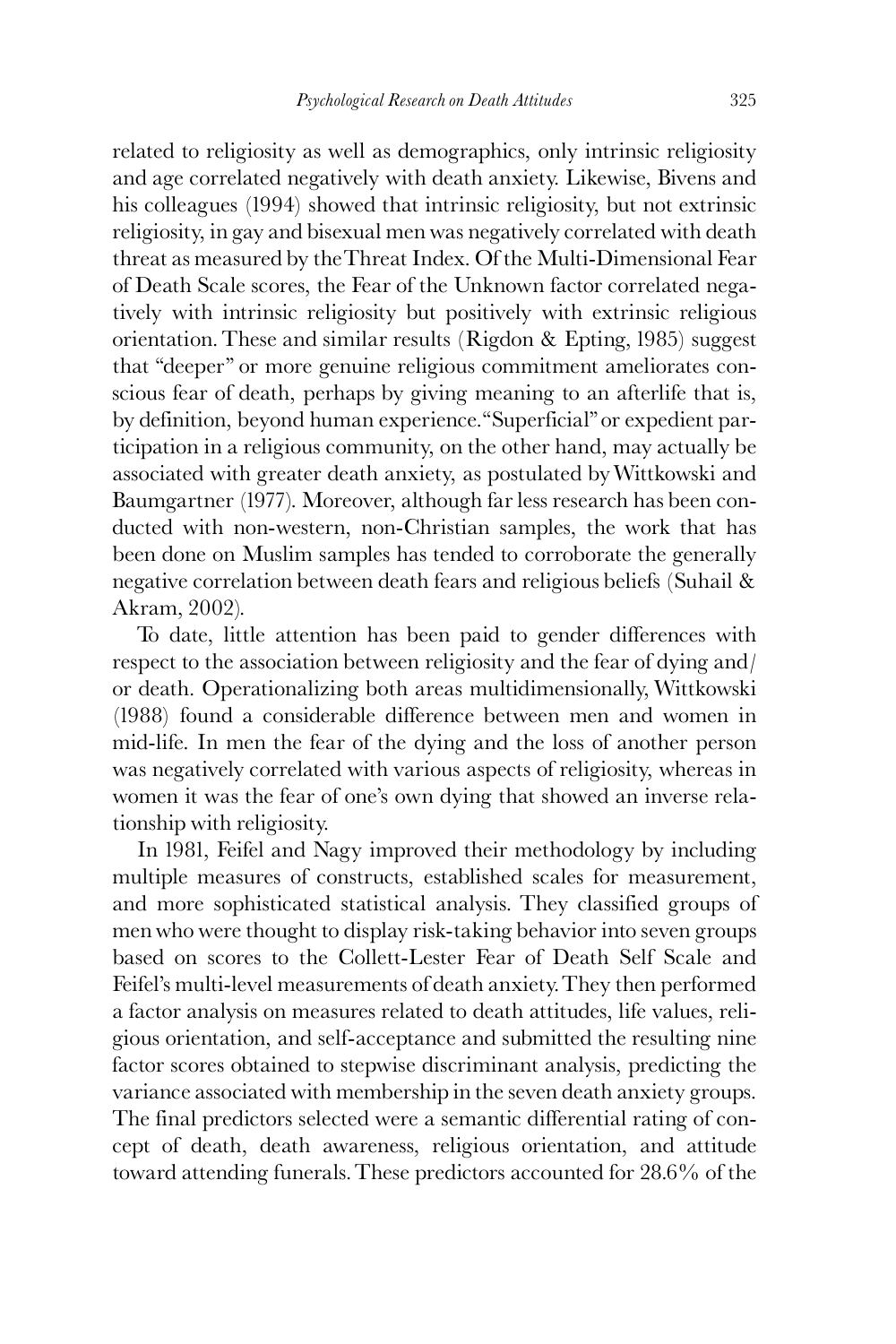related to religiosity as well as demographics, only intrinsic religiosity and age correlated negatively with death anxiety. Likewise, Bivens and his colleagues (1994) showed that intrinsic religiosity, but not extrinsic religiosity, in gay and bisexual men was negatively correlated with death threat as measured by the Threat Index. Of the Multi-Dimensional Fear of Death Scale scores, the Fear of the Unknown factor correlated negatively with intrinsic religiosity but positively with extrinsic religious orientation. These and similar results (Rigdon & Epting, 1985) suggest that "deeper" or more genuine religious commitment ameliorates conscious fear of death, perhaps by giving meaning to an afterlife that is, by definition, beyond human experience. "Superficial" or expedient participation in a religious community, on the other hand, may actually be associated with greater death anxiety, as postulated by Wittkowski and Baumgartner (1977). Moreover, although far less research has been conducted with non-western, non-Christian samples, the work that has been done on Muslim samples has tended to corroborate the generally negative correlation between death fears and religious beliefs (Suhail & Akram, 2002).

To date, little attention has been paid to gender differences with respect to the association between religiosity and the fear of dying and/or death. Operationalizing both areas multidimensionally, Wittkowski (1988) found a considerable difference between men and women in mid-life. In men the fear of the dying and the loss of another person was negatively correlated with various aspects of religiosity, whereas in women it was the fear of one's own dying that showed an inverse relationship with religiosity.

In 1981, Feifel and Nagy improved their methodology by including multiple measures of constructs, established scales for measurement, and more sophisticated statistical analysis. They classified groups of men who were thought to display risk-taking behavior into seven groups based on scores to the Collett-Lester Fear of Death Self Scale and Feifel's multi-level measurements of death anxiety. They then performed a factor analysis on measures related to death attitudes, life values, religious orientation, and self-acceptance and submitted the resulting nine factor scores obtained to stepwise discriminant analysis, predicting the variance associated with membership in the seven death anxiety groups. The final predictors selected were a semantic differential rating of concept of death, death awareness, religious orientation, and attitude toward attending funerals. These predictors accounted for 28.6% of the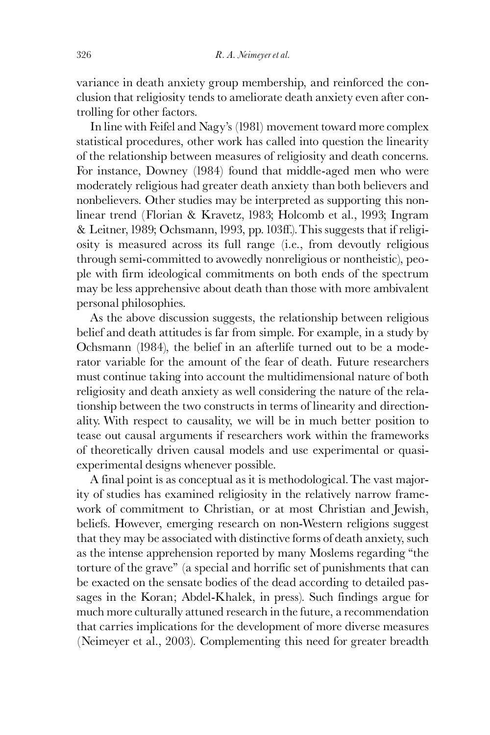variance in death anxiety group membership, and reinforced the conclusion that religiosity tends to ameliorate death anxiety even after controlling for other factors.

In line with Feifel and Nagy's (1981) movement toward more complex statistical procedures, other work has called into question the linearity of the relationship between measures of religiosity and death concerns. For instance, Downey (1984) found that middle-aged men who were moderately religious had greater death anxiety than both believers and nonbelievers. Other studies may be interpreted as supporting this nonlinear trend (Florian & Kravetz, 1983; Holcomb et al., 1993; Ingram & Leitner, 1989; Ochsmann, 1993, pp. 103ff.). This suggests that if religiosity is measured across its full range (i.e., from devoutly religious through semi-committed to avowedly nonreligious or nontheistic), people with firm ideological commitments on both ends of the spectrum may be less apprehensive about death than those with more ambivalent personal philosophies.

As the above discussion suggests, the relationship between religious belief and death attitudes is far from simple. For example, in a study by Ochsmann (1984), the belief in an afterlife turned out to be a moderator variable for the amount of the fear of death. Future researchers must continue taking into account the multidimensional nature of both religiosity and death anxiety as well considering the nature of the relationship between the two constructs in terms of linearity and directionality. With respect to causality, we will be in much better position to tease out causal arguments if researchers work within the frameworks of theoretically driven causal models and use experimental or quasi-experimental designs whenever possible.

A final point is as conceptual as it is methodological. The vast majority of studies has examined religiosity in the relatively narrow framework of commitment to Christian, or at most Christian and Jewish, beliefs. However, emerging research on non-Western religions suggest that they may be associated with distinctive forms of death anxiety, such as the intense apprehension reported by many Moslems regarding "the torture of the grave" (a special and horrific set of punishments that can be exacted on the sensate bodies of the dead according to detailed passages in the Koran; Abdel-Khalek, in press). Such findings argue for much more culturally attuned research in the future, a recommendation that carries implications for the development of more diverse measures (Neimeyer et al., 2003). Complementing this need for greater breadth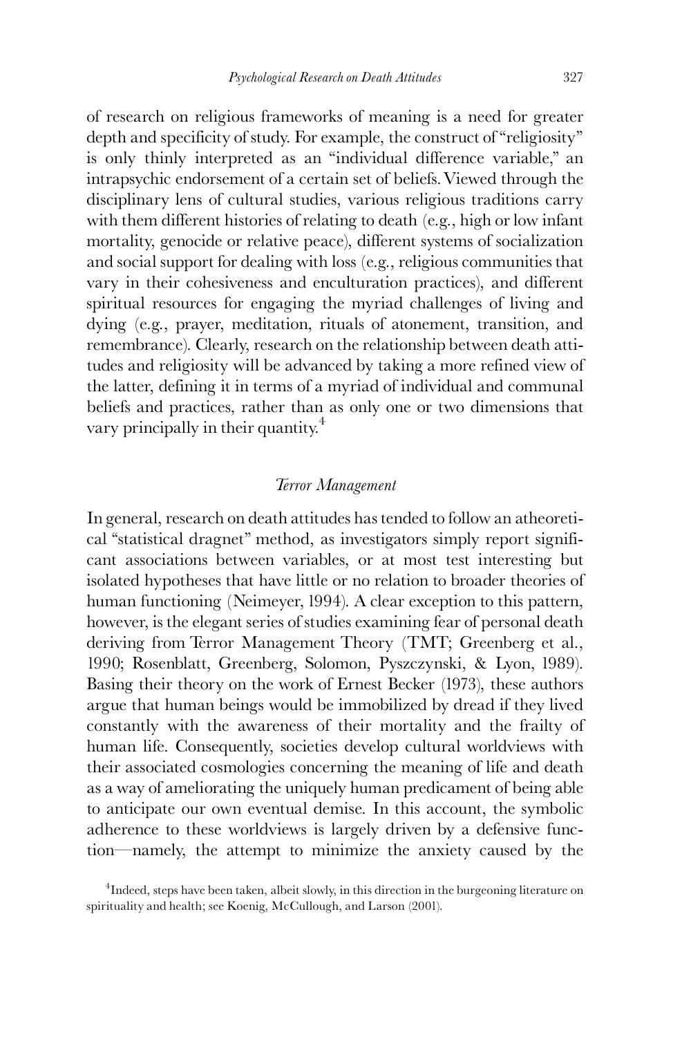of research on religious frameworks of meaning is a need for greater depth and specificity of study. For example, the construct of "religiosity" is only thinly interpreted as an "individual difference variable," an intrapsychic endorsement of a certain set of beliefs. Viewed through the disciplinary lens of cultural studies, various religious traditions carry with them different histories of relating to death (e.g., high or low infant mortality, genocide or relative peace), different systems of socialization and social support for dealing with loss (e.g., religious communities that vary in their cohesiveness and enculturation practices), and different spiritual resources for engaging the myriad challenges of living and dying (e.g., prayer, meditation, rituals of atonement, transition, and remembrance). Clearly, research on the relationship between death attitudes and religiosity will be advanced by taking a more refined view of the latter, defining it in terms of a myriad of individual and communal beliefs and practices, rather than as only one or two dimensions that vary principally in their quantity.[4]

### *Terror Management*

In general, research on death attitudes has tended to follow an atheoretical "statistical dragnet" method, as investigators simply report significant associations between variables, or at most test interesting but isolated hypotheses that have little or no relation to broader theories of human functioning (Neimeyer, 1994). A clear exception to this pattern, however, is the elegant series of studies examining fear of personal death deriving from Terror Management Theory (TMT; Greenberg et al., 1990; Rosenblatt, Greenberg, Solomon, Pyszczynski, & Lyon, 1989). Basing their theory on the work of Ernest Becker (1973), these authors argue that human beings would be immobilized by dread if they lived constantly with the awareness of their mortality and the frailty of human life. Consequently, societies develop cultural worldviews with their associated cosmologies concerning the meaning of life and death as a way of ameliorating the uniquely human predicament of being able to anticipate our own eventual demise. In this account, the symbolic adherence to these worldviews is largely driven by a defensive function—namely, the attempt to minimize the anxiety caused by the

[4]Indeed, steps have been taken, albeit slowly, in this direction in the burgeoning literature on spirituality and health; see Koenig, McCullough, and Larson (2001).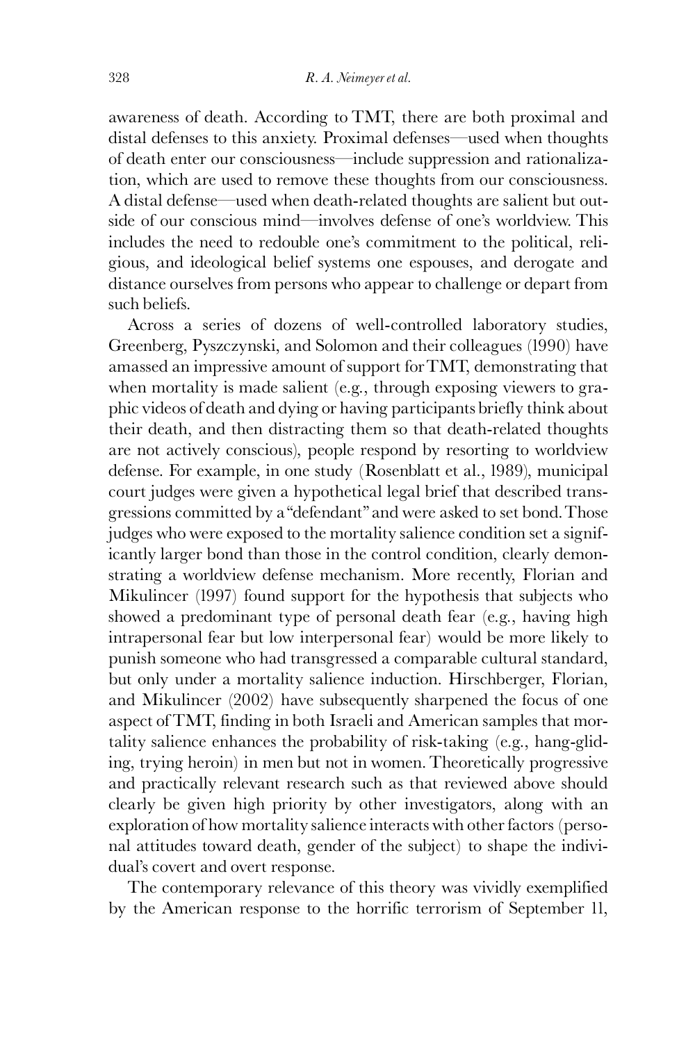awareness of death. According to TMT, there are both proximal and distal defenses to this anxiety. Proximal defenses—used when thoughts of death enter our consciousness—include suppression and rationalization, which are used to remove these thoughts from our consciousness. A distal defense—used when death-related thoughts are salient but outside of our conscious mind—involves defense of one's worldview. This includes the need to redouble one's commitment to the political, religious, and ideological belief systems one espouses, and derogate and distance ourselves from persons who appear to challenge or depart from such beliefs.

Across a series of dozens of well-controlled laboratory studies, Greenberg, Pyszczynski, and Solomon and their colleagues (1990) have amassed an impressive amount of support for TMT, demonstrating that when mortality is made salient (e.g., through exposing viewers to graphic videos of death and dying or having participants briefly think about their death, and then distracting them so that death-related thoughts are not actively conscious), people respond by resorting to worldview defense. For example, in one study (Rosenblatt et al., 1989), municipal court judges were given a hypothetical legal brief that described transgressions committed by a "defendant" and were asked to set bond. Those judges who were exposed to the mortality salience condition set a significantly larger bond than those in the control condition, clearly demonstrating a worldview defense mechanism. More recently, Florian and Mikulincer (1997) found support for the hypothesis that subjects who showed a predominant type of personal death fear (e.g., having high intrapersonal fear but low interpersonal fear) would be more likely to punish someone who had transgressed a comparable cultural standard, but only under a mortality salience induction. Hirschberger, Florian, and Mikulincer (2002) have subsequently sharpened the focus of one aspect of TMT, finding in both Israeli and American samples that mortality salience enhances the probability of risk-taking (e.g., hang-gliding, trying heroin) in men but not in women. Theoretically progressive and practically relevant research such as that reviewed above should clearly be given high priority by other investigators, along with an exploration of how mortality salience interacts with other factors (personal attitudes toward death, gender of the subject) to shape the individual's covert and overt response.

The contemporary relevance of this theory was vividly exemplified by the American response to the horrific terrorism of September 11,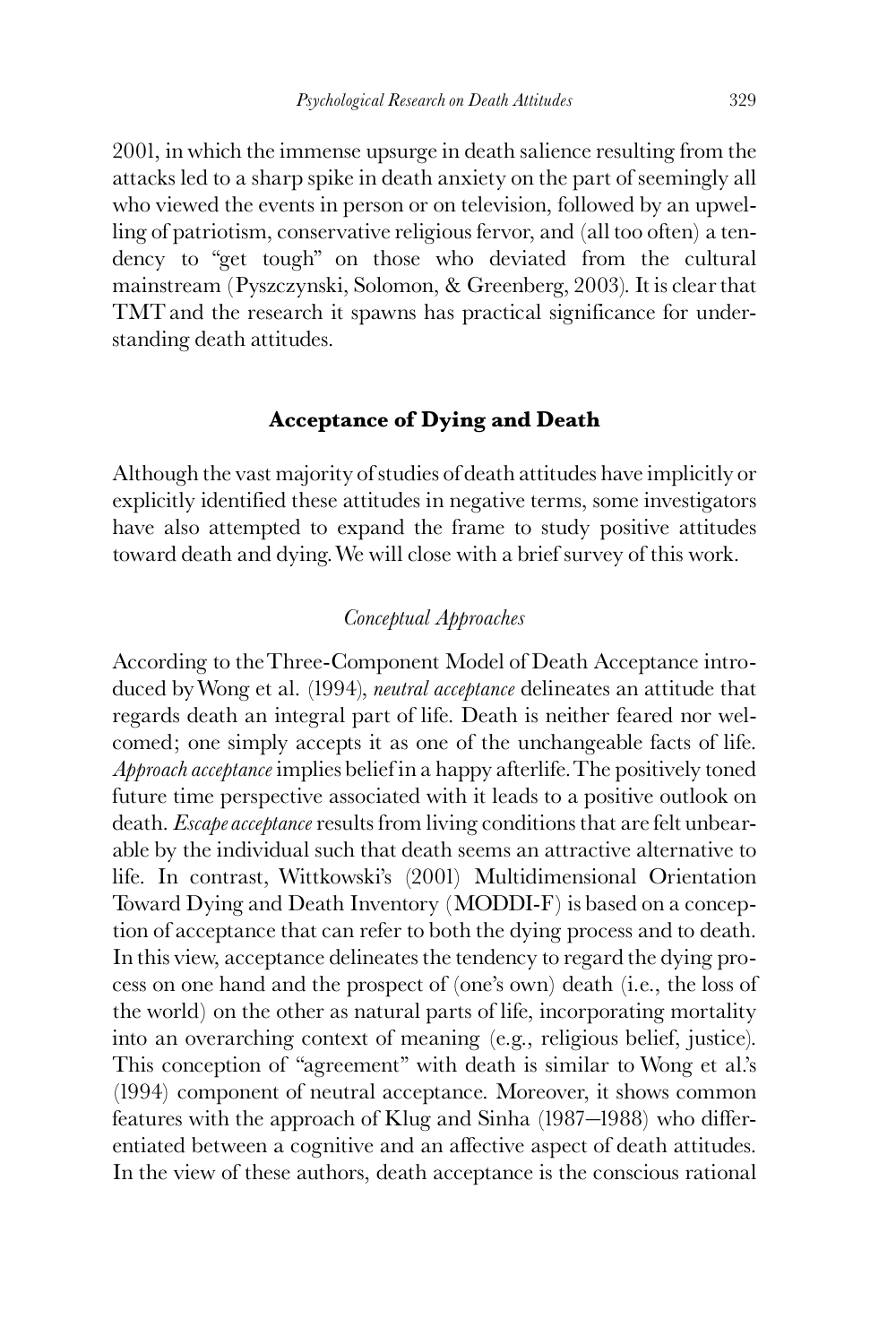2001, in which the immense upsurge in death salience resulting from the attacks led to a sharp spike in death anxiety on the part of seemingly all who viewed the events in person or on television, followed by an upwelling of patriotism, conservative religious fervor, and (all too often) a tendency to "get tough" on those who deviated from the cultural mainstream (Pyszczynski, Solomon, & Greenberg, 2003). It is clear that TMT and the research it spawns has practical significance for understanding death attitudes.

## Acceptance of Dying and Death

Although the vast majority of studies of death attitudes have implicitly or explicitly identified these attitudes in negative terms, some investigators have also attempted to expand the frame to study positive attitudes toward death and dying. We will close with a brief survey of this work.

### *Conceptual Approaches*

According to the Three-Component Model of Death Acceptance introduced by Wong et al. (1994), *neutral acceptance* delineates an attitude that regards death an integral part of life. Death is neither feared nor welcomed; one simply accepts it as one of the unchangeable facts of life. *Approach acceptance* implies belief in a happy afterlife. The positively toned future time perspective associated with it leads to a positive outlook on death. *Escape acceptance* results from living conditions that are felt unbearable by the individual such that death seems an attractive alternative to life. In contrast, Wittkowski's (2001) Multidimensional Orientation Toward Dying and Death Inventory (MODDI-F) is based on a conception of acceptance that can refer to both the dying process and to death. In this view, acceptance delineates the tendency to regard the dying process on one hand and the prospect of (one's own) death (i.e., the loss of the world) on the other as natural parts of life, incorporating mortality into an overarching context of meaning (e.g., religious belief, justice). This conception of "agreement" with death is similar to Wong et al.'s (1994) component of neutral acceptance. Moreover, it shows common features with the approach of Klug and Sinha (1987–1988) who differentiated between a cognitive and an affective aspect of death attitudes. In the view of these authors, death acceptance is the conscious rational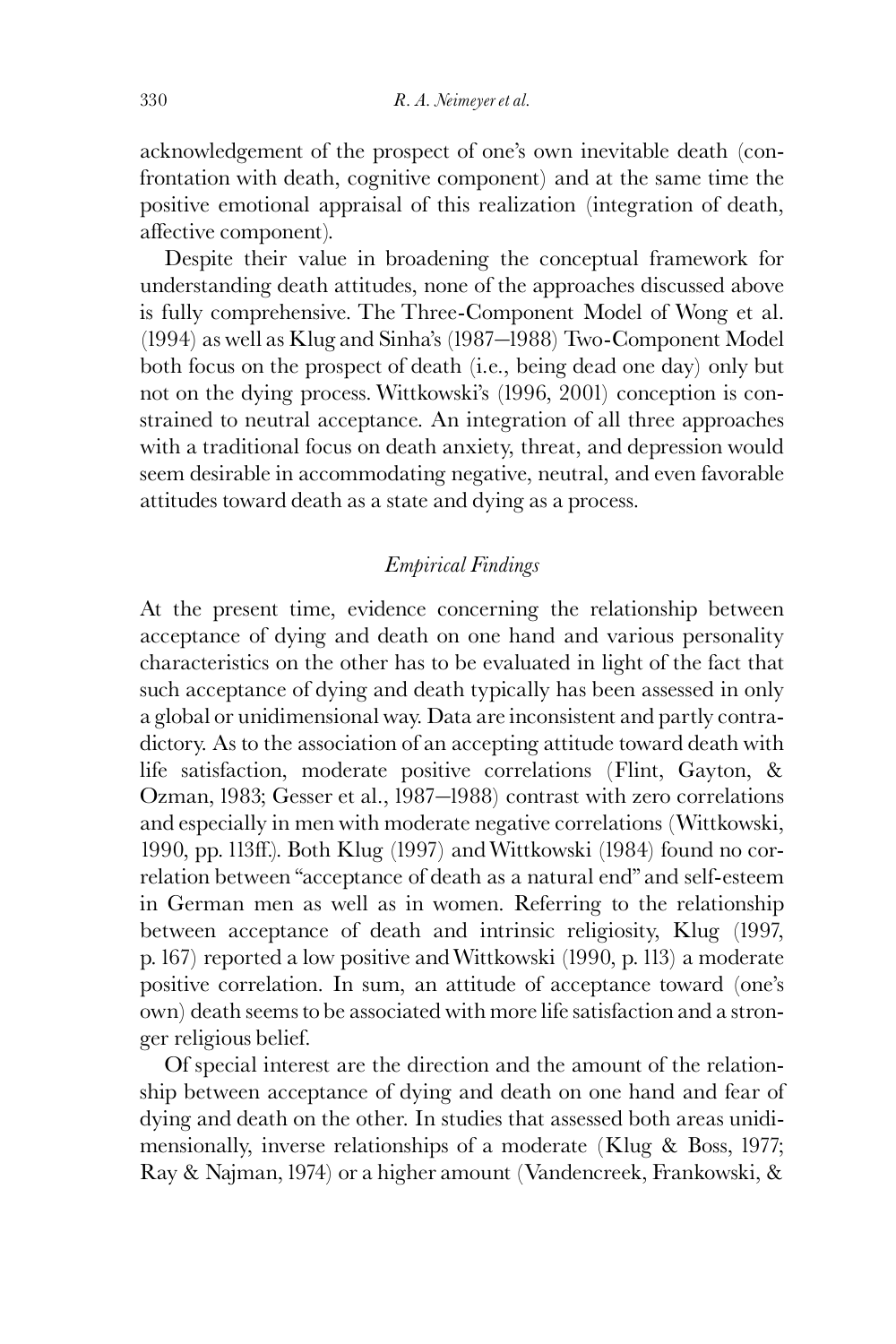acknowledgement of the prospect of one's own inevitable death (confrontation with death, cognitive component) and at the same time the positive emotional appraisal of this realization (integration of death, affective component).

Despite their value in broadening the conceptual framework for understanding death attitudes, none of the approaches discussed above is fully comprehensive. The Three-Component Model of Wong et al. (1994) as well as Klug and Sinha's (1987–1988) Two-Component Model both focus on the prospect of death (i.e., being dead one day) only but not on the dying process. Wittkowski's (1996, 2001) conception is constrained to neutral acceptance. An integration of all three approaches with a traditional focus on death anxiety, threat, and depression would seem desirable in accommodating negative, neutral, and even favorable attitudes toward death as a state and dying as a process.

### *Empirical Findings*

At the present time, evidence concerning the relationship between acceptance of dying and death on one hand and various personality characteristics on the other has to be evaluated in light of the fact that such acceptance of dying and death typically has been assessed in only a global or unidimensional way. Data are inconsistent and partly contradictory. As to the association of an accepting attitude toward death with life satisfaction, moderate positive correlations (Flint, Gayton, & Ozman, 1983; Gesser et al., 1987–1988) contrast with zero correlations and especially in men with moderate negative correlations (Wittkowski, 1990, pp. 113ff.). Both Klug (1997) and Wittkowski (1984) found no correlation between "acceptance of death as a natural end" and self-esteem in German men as well as in women. Referring to the relationship between acceptance of death and intrinsic religiosity, Klug (1997, p. 167) reported a low positive and Wittkowski (1990, p. 113) a moderate positive correlation. In sum, an attitude of acceptance toward (one's own) death seems to be associated with more life satisfaction and a stronger religious belief.

Of special interest are the direction and the amount of the relationship between acceptance of dying and death on one hand and fear of dying and death on the other. In studies that assessed both areas unidimensionally, inverse relationships of a moderate (Klug & Boss, 1977; Ray & Najman, 1974) or a higher amount (Vandencreek, Frankowski, &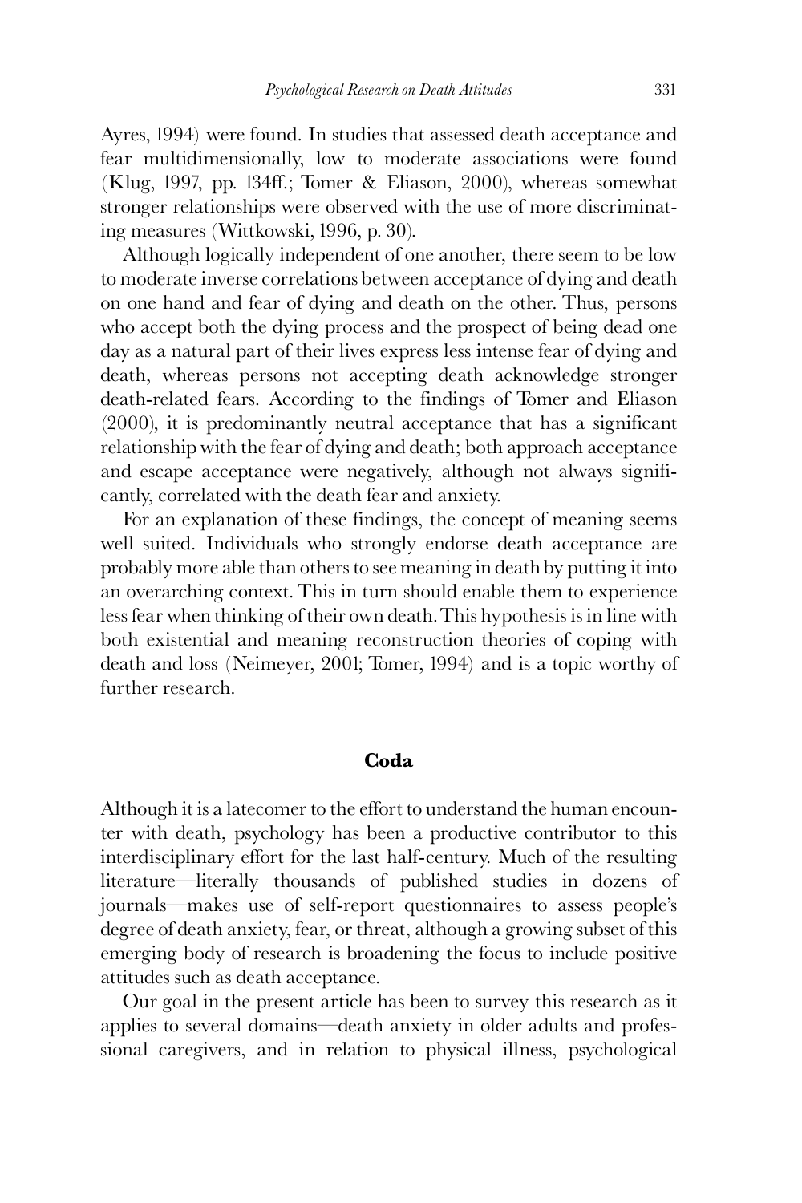Ayres, 1994) were found. In studies that assessed death acceptance and fear multidimensionally, low to moderate associations were found (Klug, 1997, pp. 134ff.; Tomer & Eliason, 2000), whereas somewhat stronger relationships were observed with the use of more discriminating measures (Wittkowski, 1996, p. 30).

Although logically independent of one another, there seem to be low to moderate inverse correlations between acceptance of dying and death on one hand and fear of dying and death on the other. Thus, persons who accept both the dying process and the prospect of being dead one day as a natural part of their lives express less intense fear of dying and death, whereas persons not accepting death acknowledge stronger death-related fears. According to the findings of Tomer and Eliason (2000), it is predominantly neutral acceptance that has a significant relationship with the fear of dying and death; both approach acceptance and escape acceptance were negatively, although not always significantly, correlated with the death fear and anxiety.

For an explanation of these findings, the concept of meaning seems well suited. Individuals who strongly endorse death acceptance are probably more able than others to see meaning in death by putting it into an overarching context. This in turn should enable them to experience less fear when thinking of their own death. This hypothesis is in line with both existential and meaning reconstruction theories of coping with death and loss (Neimeyer, 2001; Tomer, 1994) and is a topic worthy of further research.

## Coda

Although it is a latecomer to the effort to understand the human encounter with death, psychology has been a productive contributor to this interdisciplinary effort for the last half-century. Much of the resulting literature—literally thousands of published studies in dozens of journals—makes use of self-report questionnaires to assess people's degree of death anxiety, fear, or threat, although a growing subset of this emerging body of research is broadening the focus to include positive attitudes such as death acceptance.

Our goal in the present article has been to survey this research as it applies to several domains—death anxiety in older adults and professional caregivers, and in relation to physical illness, psychological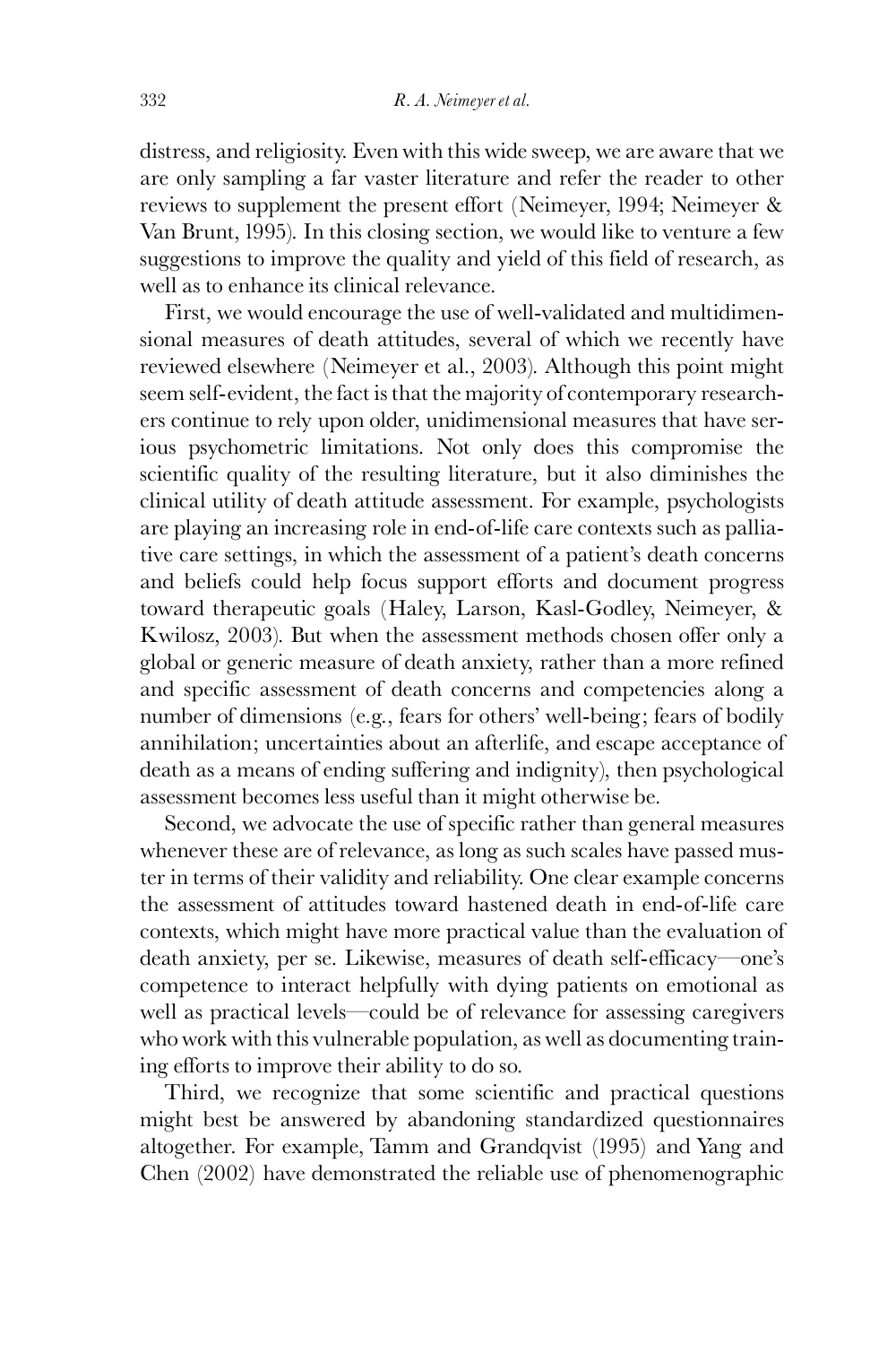distress, and religiosity. Even with this wide sweep, we are aware that we are only sampling a far vaster literature and refer the reader to other reviews to supplement the present effort (Neimeyer, 1994; Neimeyer & Van Brunt, 1995). In this closing section, we would like to venture a few suggestions to improve the quality and yield of this field of research, as well as to enhance its clinical relevance.

First, we would encourage the use of well-validated and multidimensional measures of death attitudes, several of which we recently have reviewed elsewhere (Neimeyer et al., 2003). Although this point might seem self-evident, the fact is that the majority of contemporary researchers continue to rely upon older, unidimensional measures that have serious psychometric limitations. Not only does this compromise the scientific quality of the resulting literature, but it also diminishes the clinical utility of death attitude assessment. For example, psychologists are playing an increasing role in end-of-life care contexts such as palliative care settings, in which the assessment of a patient's death concerns and beliefs could help focus support efforts and document progress toward therapeutic goals (Haley, Larson, Kasl-Godley, Neimeyer, & Kwilosz, 2003). But when the assessment methods chosen offer only a global or generic measure of death anxiety, rather than a more refined and specific assessment of death concerns and competencies along a number of dimensions (e.g., fears for others' well-being; fears of bodily annihilation; uncertainties about an afterlife, and escape acceptance of death as a means of ending suffering and indignity), then psychological assessment becomes less useful than it might otherwise be.

Second, we advocate the use of specific rather than general measures whenever these are of relevance, as long as such scales have passed muster in terms of their validity and reliability. One clear example concerns the assessment of attitudes toward hastened death in end-of-life care contexts, which might have more practical value than the evaluation of death anxiety, per se. Likewise, measures of death self-efficacy—one's competence to interact helpfully with dying patients on emotional as well as practical levels—could be of relevance for assessing caregivers who work with this vulnerable population, as well as documenting training efforts to improve their ability to do so.

Third, we recognize that some scientific and practical questions might best be answered by abandoning standardized questionnaires altogether. For example, Tamm and Grandqvist (1995) and Yang and Chen (2002) have demonstrated the reliable use of phenomenographic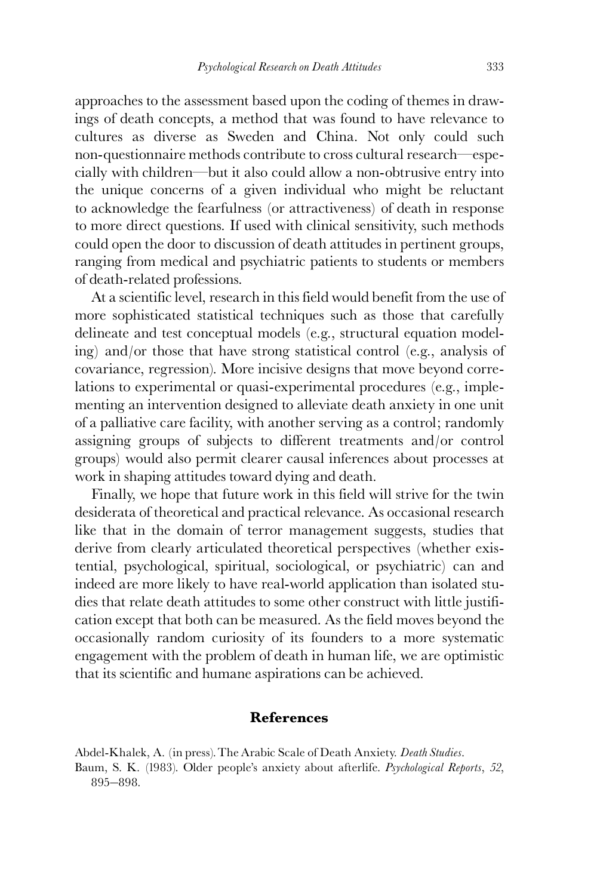approaches to the assessment based upon the coding of themes in drawings of death concepts, a method that was found to have relevance to cultures as diverse as Sweden and China. Not only could such non-questionnaire methods contribute to cross cultural research—especially with children—but it also could allow a non-obtrusive entry into the unique concerns of a given individual who might be reluctant to acknowledge the fearfulness (or attractiveness) of death in response to more direct questions. If used with clinical sensitivity, such methods could open the door to discussion of death attitudes in pertinent groups, ranging from medical and psychiatric patients to students or members of death-related professions.

At a scientific level, research in this field would benefit from the use of more sophisticated statistical techniques such as those that carefully delineate and test conceptual models (e.g., structural equation modeling) and/or those that have strong statistical control (e.g., analysis of covariance, regression). More incisive designs that move beyond correlations to experimental or quasi-experimental procedures (e.g., implementing an intervention designed to alleviate death anxiety in one unit of a palliative care facility, with another serving as a control; randomly assigning groups of subjects to different treatments and/or control groups) would also permit clearer causal inferences about processes at work in shaping attitudes toward dying and death.

Finally, we hope that future work in this field will strive for the twin desiderata of theoretical and practical relevance. As occasional research like that in the domain of terror management suggests, studies that derive from clearly articulated theoretical perspectives (whether existential, psychological, spiritual, sociological, or psychiatric) can and indeed are more likely to have real-world application than isolated studies that relate death attitudes to some other construct with little justification except that both can be measured. As the field moves beyond the occasionally random curiosity of its founders to a more systematic engagement with the problem of death in human life, we are optimistic that its scientific and humane aspirations can be achieved.

## References

Abdel-Khalek, A. (in press). The Arabic Scale of Death Anxiety. *Death Studies*.

Baum, S. K. (1983). Older people's anxiety about afterlife. *Psychological Reports*, *52*, 895–898.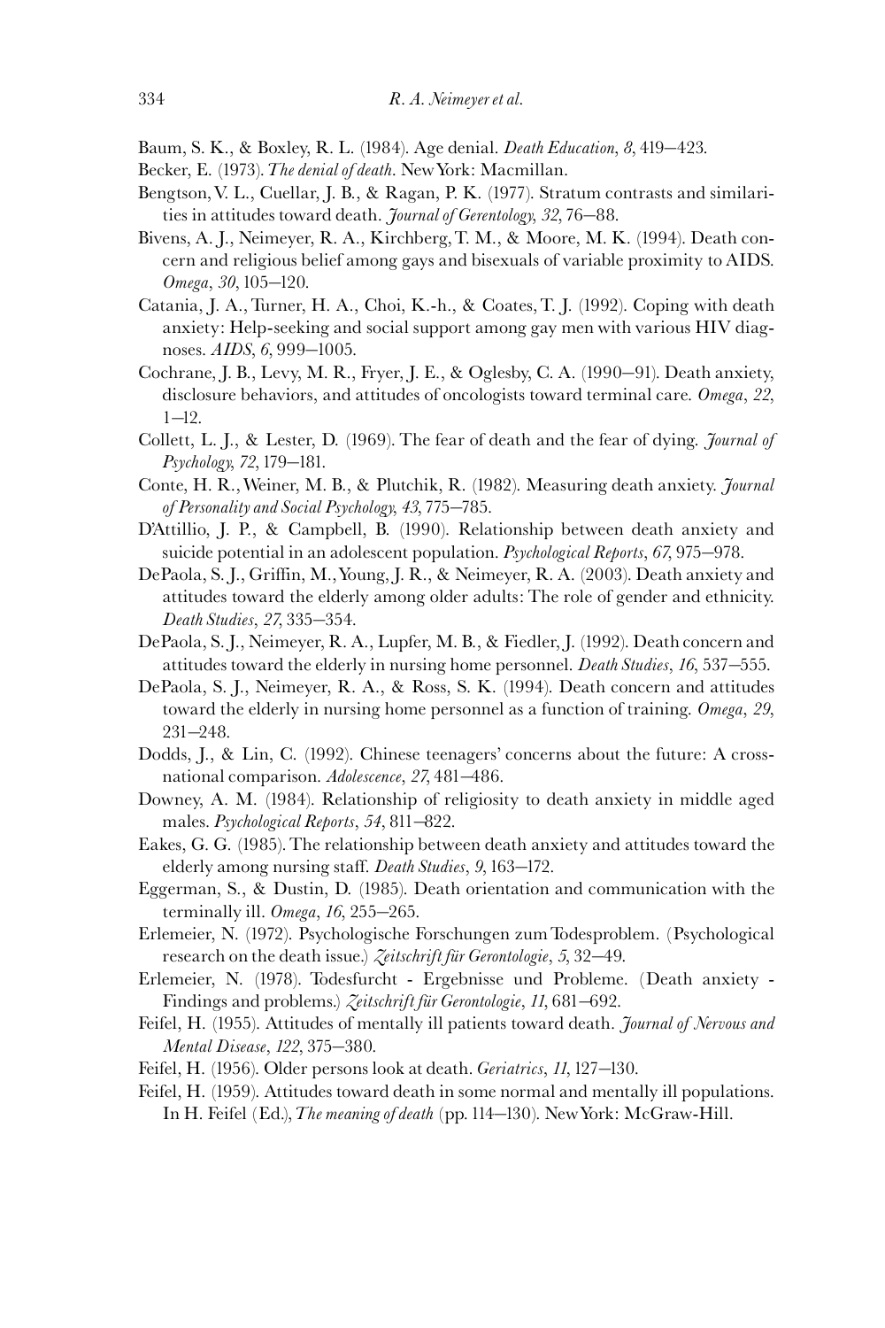Baum, S. K., & Boxley, R. L. (1984). Age denial. *Death Education*, *8*, 419–423.

Becker, E. (1973). *The denial of death*. New York: Macmillan.

Bengtson, V. L., Cuellar, J. B., & Ragan, P. K. (1977). Stratum contrasts and similarities in attitudes toward death. *Journal of Gerentology*, *32*, 76–88.

Bivens, A. J., Neimeyer, R. A., Kirchberg, T. M., & Moore, M. K. (1994). Death concern and religious belief among gays and bisexuals of variable proximity to AIDS. *Omega*, *30*, 105–120.

Catania, J. A., Turner, H. A., Choi, K.-h., & Coates, T. J. (1992). Coping with death anxiety: Help-seeking and social support among gay men with various HIV diagnoses. *AIDS*, *6*, 999–1005.

Cochrane, J. B., Levy, M. R., Fryer, J. E., & Oglesby, C. A. (1990–91). Death anxiety, disclosure behaviors, and attitudes of oncologists toward terminal care. *Omega*, *22*, 1–12.

Collett, L. J., & Lester, D. (1969). The fear of death and the fear of dying. *Journal of Psychology*, *72*, 179–181.

Conte, H. R., Weiner, M. B., & Plutchik, R. (1982). Measuring death anxiety. *Journal of Personality and Social Psychology*, *43*, 775–785.

D'Attillio, J. P., & Campbell, B. (1990). Relationship between death anxiety and suicide potential in an adolescent population. *Psychological Reports*, *67*, 975–978.

DePaola, S. J., Griffin, M., Young, J. R., & Neimeyer, R. A. (2003). Death anxiety and attitudes toward the elderly among older adults: The role of gender and ethnicity. *Death Studies*, *27*, 335–354.

DePaola, S. J., Neimeyer, R. A., Lupfer, M. B., & Fiedler, J. (1992). Death concern and attitudes toward the elderly in nursing home personnel. *Death Studies*, *16*, 537–555.

DePaola, S. J., Neimeyer, R. A., & Ross, S. K. (1994). Death concern and attitudes toward the elderly in nursing home personnel as a function of training. *Omega*, *29*, 231–248.

Dodds, J., & Lin, C. (1992). Chinese teenagers' concerns about the future: A cross-national comparison. *Adolescence*, *27*, 481–486.

Downey, A. M. (1984). Relationship of religiosity to death anxiety in middle aged males. *Psychological Reports*, *54*, 811–822.

Eakes, G. G. (1985). The relationship between death anxiety and attitudes toward the elderly among nursing staff. *Death Studies*, *9*, 163–172.

Eggerman, S., & Dustin, D. (1985). Death orientation and communication with the terminally ill. *Omega*, *16*, 255–265.

Erlemeier, N. (1972). Psychologische Forschungen zum Todesproblem. (Psychological research on the death issue.) *Zeitschrift für Gerontologie*, *5*, 32–49.

Erlemeier, N. (1978). Todesfurcht - Ergebnisse und Probleme. (Death anxiety - Findings and problems.) *Zeitschrift für Gerontologie*, *11*, 681–692.

Feifel, H. (1955). Attitudes of mentally ill patients toward death. *Journal of Nervous and Mental Disease*, *122*, 375–380.

Feifel, H. (1956). Older persons look at death. *Geriatrics*, *11*, 127–130.

Feifel, H. (1959). Attitudes toward death in some normal and mentally ill populations. In H. Feifel (Ed.), *The meaning of death* (pp. 114–130). New York: McGraw-Hill.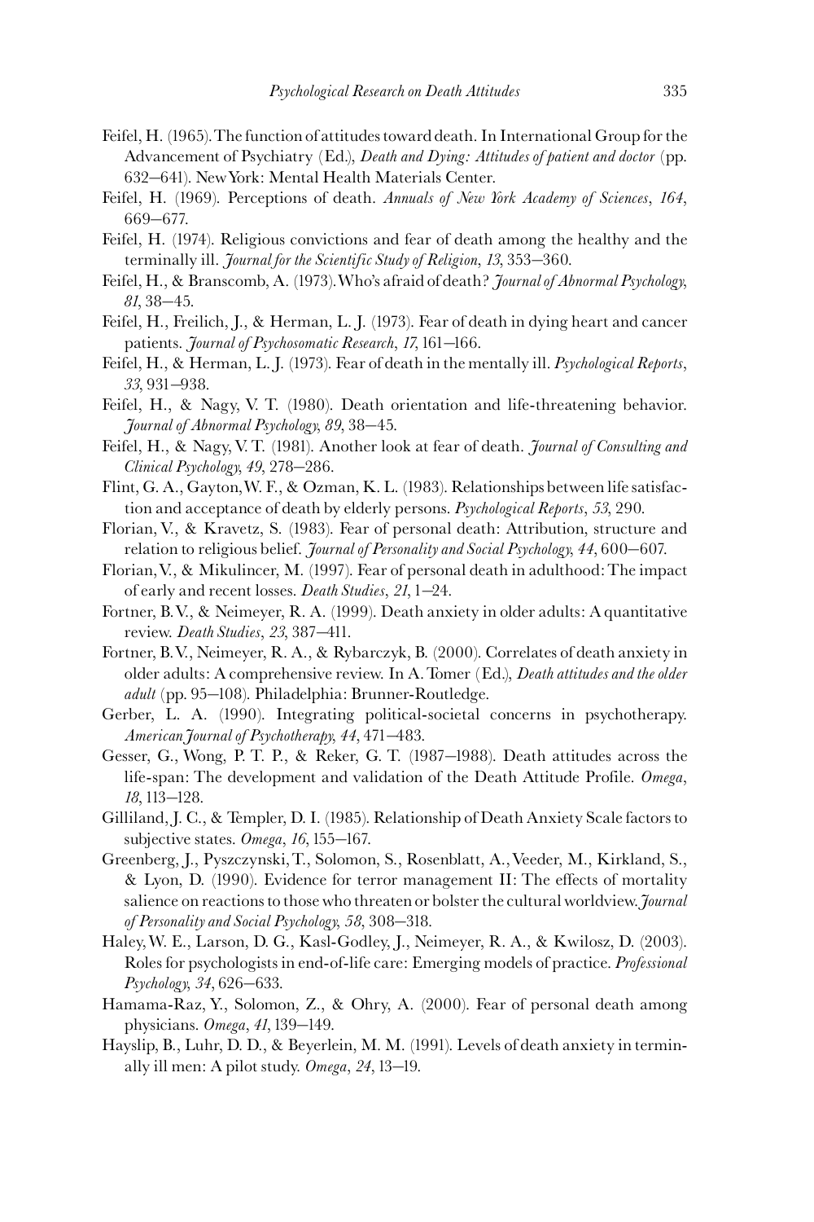Feifel, H. (1965). The function of attitudes toward death. In International Group for the Advancement of Psychiatry (Ed.), *Death and Dying: Attitudes of patient and doctor* (pp. 632–641). New York: Mental Health Materials Center.

Feifel, H. (1969). Perceptions of death. *Annuals of New York Academy of Sciences*, *164*, 669–677.

Feifel, H. (1974). Religious convictions and fear of death among the healthy and the terminally ill. *Journal for the Scientific Study of Religion*, *13*, 353–360.

Feifel, H., & Branscomb, A. (1973). Who's afraid of death? *Journal of Abnormal Psychology*, *81*, 38–45.

Feifel, H., Freilich, J., & Herman, L. J. (1973). Fear of death in dying heart and cancer patients. *Journal of Psychosomatic Research*, *17*, 161–166.

Feifel, H., & Herman, L. J. (1973). Fear of death in the mentally ill. *Psychological Reports*, *33*, 931–938.

Feifel, H., & Nagy, V. T. (1980). Death orientation and life-threatening behavior. *Journal of Abnormal Psychology*, *89*, 38–45.

Feifel, H., & Nagy, V. T. (1981). Another look at fear of death. *Journal of Consulting and Clinical Psychology*, *49*, 278–286.

Flint, G. A., Gayton, W. F., & Ozman, K. L. (1983). Relationships between life satisfaction and acceptance of death by elderly persons. *Psychological Reports*, *53*, 290.

Florian, V., & Kravetz, S. (1983). Fear of personal death: Attribution, structure and relation to religious belief. *Journal of Personality and Social Psychology*, *44*, 600–607.

Florian, V., & Mikulincer, M. (1997). Fear of personal death in adulthood: The impact of early and recent losses. *Death Studies*, *21*, 1–24.

Fortner, B. V., & Neimeyer, R. A. (1999). Death anxiety in older adults: A quantitative review. *Death Studies*, *23*, 387–411.

Fortner, B. V., Neimeyer, R. A., & Rybarczyk, B. (2000). Correlates of death anxiety in older adults: A comprehensive review. In A. Tomer (Ed.), *Death attitudes and the older adult* (pp. 95–108). Philadelphia: Brunner-Routledge.

Gerber, L. A. (1990). Integrating political-societal concerns in psychotherapy. *American Journal of Psychotherapy*, *44*, 471–483.

Gesser, G., Wong, P. T. P., & Reker, G. T. (1987–1988). Death attitudes across the life-span: The development and validation of the Death Attitude Profile. *Omega*, *18*, 113–128.

Gilliland, J. C., & Templer, D. I. (1985). Relationship of Death Anxiety Scale factors to subjective states. *Omega*, *16*, 155–167.

Greenberg, J., Pyszczynski, T., Solomon, S., Rosenblatt, A., Veeder, M., Kirkland, S., & Lyon, D. (1990). Evidence for terror management II: The effects of mortality salience on reactions to those who threaten or bolster the cultural worldview. *Journal of Personality and Social Psychology*, *58*, 308–318.

Haley, W. E., Larson, D. G., Kasl-Godley, J., Neimeyer, R. A., & Kwilosz, D. (2003). Roles for psychologists in end-of-life care: Emerging models of practice. *Professional Psychology*, *34*, 626–633.

Hamama-Raz, Y., Solomon, Z., & Ohry, A. (2000). Fear of personal death among physicians. *Omega*, *41*, 139–149.

Hayslip, B., Luhr, D. D., & Beyerlein, M. M. (1991). Levels of death anxiety in terminally ill men: A pilot study. *Omega*, *24*, 13–19.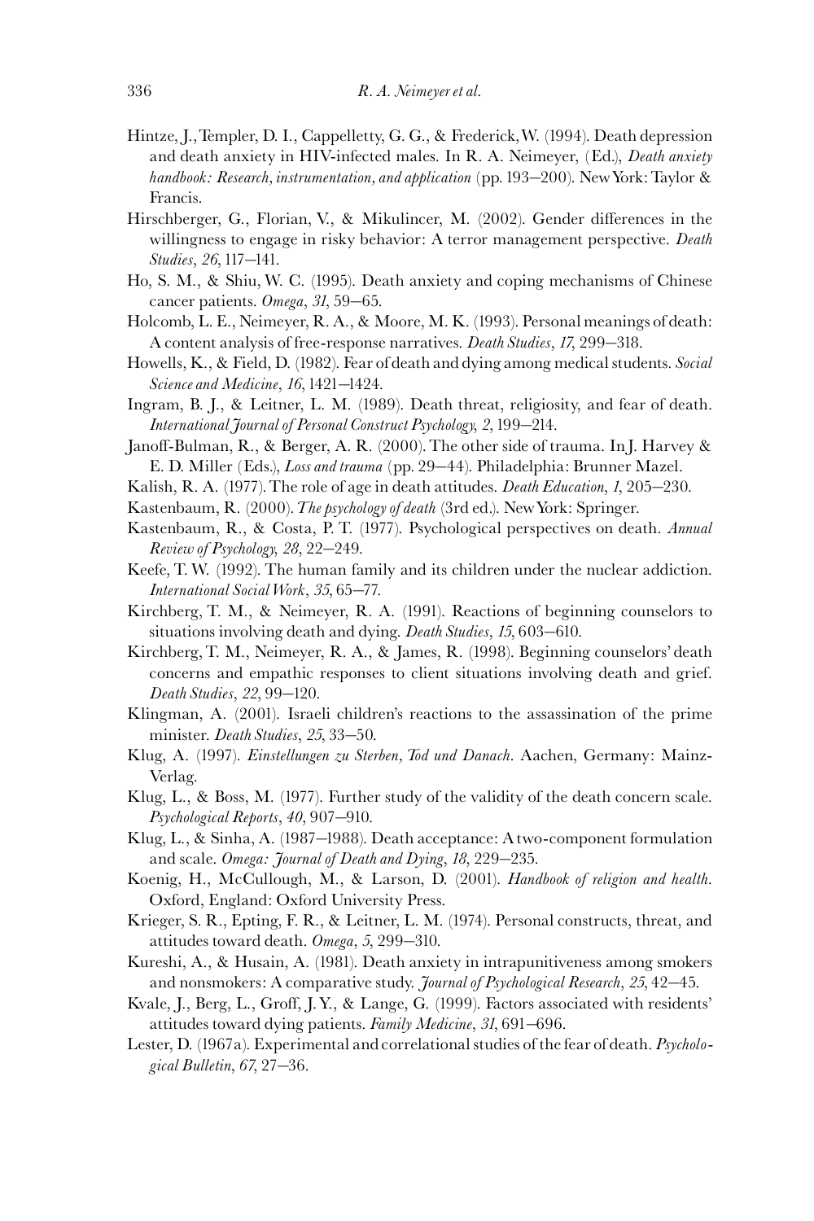Hintze, J., Templer, D. I., Cappelletty, G. G., & Frederick, W. (1994). Death depression and death anxiety in HIV-infected males. In R. A. Neimeyer, (Ed.), *Death anxiety handbook: Research, instrumentation, and application* (pp. 193–200). New York: Taylor & Francis.

Hirschberger, G., Florian, V., & Mikulincer, M. (2002). Gender differences in the willingness to engage in risky behavior: A terror management perspective. *Death Studies*, *26*, 117–141.

Ho, S. M., & Shiu, W. C. (1995). Death anxiety and coping mechanisms of Chinese cancer patients. *Omega*, *31*, 59–65.

Holcomb, L. E., Neimeyer, R. A., & Moore, M. K. (1993). Personal meanings of death: A content analysis of free-response narratives. *Death Studies*, *17*, 299–318.

Howells, K., & Field, D. (1982). Fear of death and dying among medical students. *Social Science and Medicine*, *16*, 1421–1424.

Ingram, B. J., & Leitner, L. M. (1989). Death threat, religiosity, and fear of death. *International Journal of Personal Construct Psychology*, *2*, 199–214.

Janoff-Bulman, R., & Berger, A. R. (2000). The other side of trauma. In J. Harvey & E. D. Miller (Eds.), *Loss and trauma* (pp. 29–44). Philadelphia: Brunner Mazel.

Kalish, R. A. (1977). The role of age in death attitudes. *Death Education*, *1*, 205–230.

Kastenbaum, R. (2000). *The psychology of death* (3rd ed.). New York: Springer.

Kastenbaum, R., & Costa, P. T. (1977). Psychological perspectives on death. *Annual Review of Psychology*, *28*, 22–249.

Keefe, T. W. (1992). The human family and its children under the nuclear addiction. *International Social Work*, *35*, 65–77.

Kirchberg, T. M., & Neimeyer, R. A. (1991). Reactions of beginning counselors to situations involving death and dying. *Death Studies*, *15*, 603–610.

Kirchberg, T. M., Neimeyer, R. A., & James, R. (1998). Beginning counselors' death concerns and empathic responses to client situations involving death and grief. *Death Studies*, *22*, 99–120.

Klingman, A. (2001). Israeli children's reactions to the assassination of the prime minister. *Death Studies*, *25*, 33–50.

Klug, A. (1997). *Einstellungen zu Sterben, Tod und Danach*. Aachen, Germany: Mainz-Verlag.

Klug, L., & Boss, M. (1977). Further study of the validity of the death concern scale. *Psychological Reports*, *40*, 907–910.

Klug, L., & Sinha, A. (1987–1988). Death acceptance: A two-component formulation and scale. *Omega: Journal of Death and Dying*, *18*, 229–235.

Koenig, H., McCullough, M., & Larson, D. (2001). *Handbook of religion and health*. Oxford, England: Oxford University Press.

Krieger, S. R., Epting, F. R., & Leitner, L. M. (1974). Personal constructs, threat, and attitudes toward death. *Omega*, *5*, 299–310.

Kureshi, A., & Husain, A. (1981). Death anxiety in intrapunitiveness among smokers and nonsmokers: A comparative study. *Journal of Psychological Research*, *25*, 42–45.

Kvale, J., Berg, L., Groff, J. Y., & Lange, G. (1999). Factors associated with residents' attitudes toward dying patients. *Family Medicine*, *31*, 691–696.

Lester, D. (1967a). Experimental and correlational studies of the fear of death. *Psychological Bulletin*, *67*, 27–36.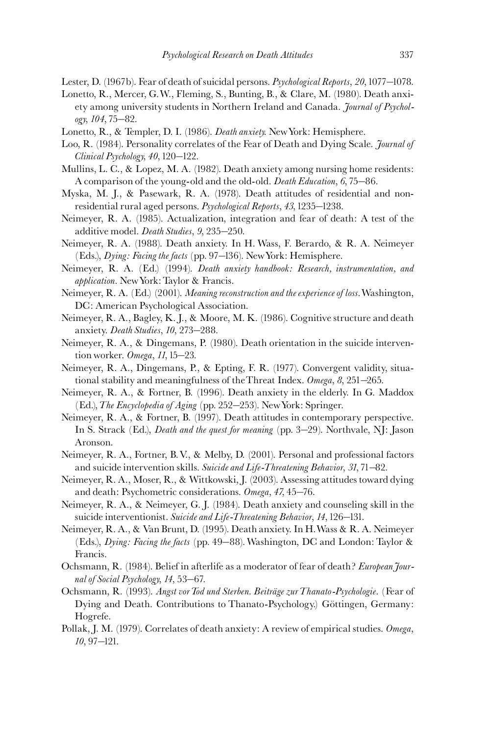Lester, D. (1967b). Fear of death of suicidal persons. *Psychological Reports*, *20*, 1077–1078.

Lonetto, R., Mercer, G. W., Fleming, S., Bunting, B., & Clare, M. (1980). Death anxiety among university students in Northern Ireland and Canada. *Journal of Psychology*, *104*, 75–82.

Lonetto, R., & Templer, D. I. (1986). *Death anxiety.* New York: Hemisphere.

Loo, R. (1984). Personality correlates of the Fear of Death and Dying Scale. *Journal of Clinical Psychology*, *40*, 120–122.

Mullins, L. C., & Lopez, M. A. (1982). Death anxiety among nursing home residents: A comparison of the young-old and the old-old. *Death Education*, *6*, 75–86.

Myska, M. J., & Pasewark, R. A. (1978). Death attitudes of residential and non-residential rural aged persons. *Psychological Reports*, *43*, 1235–1238.

Neimeyer, R. A. (1985). Actualization, integration and fear of death: A test of the additive model. *Death Studies*, *9*, 235–250.

Neimeyer, R. A. (1988). Death anxiety. In H. Wass, F. Berardo, & R. A. Neimeyer (Eds.), *Dying: Facing the facts* (pp. 97–136). New York: Hemisphere.

Neimeyer, R. A. (Ed.) (1994). *Death anxiety handbook: Research, instrumentation, and application*. New York: Taylor & Francis.

Neimeyer, R. A. (Ed.) (2001). *Meaning reconstruction and the experience of loss*. Washington, DC: American Psychological Association.

Neimeyer, R. A., Bagley, K. J., & Moore, M. K. (1986). Cognitive structure and death anxiety. *Death Studies*, *10*, 273–288.

Neimeyer, R. A., & Dingemans, P. (1980). Death orientation in the suicide intervention worker. *Omega*, *11*, 15–23.

Neimeyer, R. A., Dingemans, P., & Epting, F. R. (1977). Convergent validity, situational stability and meaningfulness of the Threat Index. *Omega*, *8*, 251–265.

Neimeyer, R. A., & Fortner, B. (1996). Death anxiety in the elderly. In G. Maddox (Ed.), *The Encyclopedia of Aging* (pp. 252–253). New York: Springer.

Neimeyer, R. A., & Fortner, B. (1997). Death attitudes in contemporary perspective. In S. Strack (Ed.), *Death and the quest for meaning* (pp. 3–29). Northvale, NJ: Jason Aronson.

Neimeyer, R. A., Fortner, B. V., & Melby, D. (2001). Personal and professional factors and suicide intervention skills. *Suicide and Life-Threatening Behavior*, *31*, 71–82.

Neimeyer, R. A., Moser, R., & Wittkowski, J. (2003). Assessing attitudes toward dying and death: Psychometric considerations. *Omega*, *47*, 45–76.

Neimeyer, R. A., & Neimeyer, G. J. (1984). Death anxiety and counseling skill in the suicide interventionist. *Suicide and Life-Threatening Behavior*, *14*, 126–131.

Neimeyer, R. A., & Van Brunt, D. (1995). Death anxiety. In H. Wass & R. A. Neimeyer (Eds.), *Dying: Facing the facts* (pp. 49–88). Washington, DC and London: Taylor & Francis.

Ochsmann, R. (1984). Belief in afterlife as a moderator of fear of death? *European Journal of Social Psychology*, *14*, 53–67.

Ochsmann, R. (1993). *Angst vor Tod und Sterben. Beiträge zur Thanato-Psychologie*. (Fear of Dying and Death. Contributions to Thanato-Psychology.) Göttingen, Germany: Hogrefe.

Pollak, J. M. (1979). Correlates of death anxiety: A review of empirical studies. *Omega*, *10*, 97–121.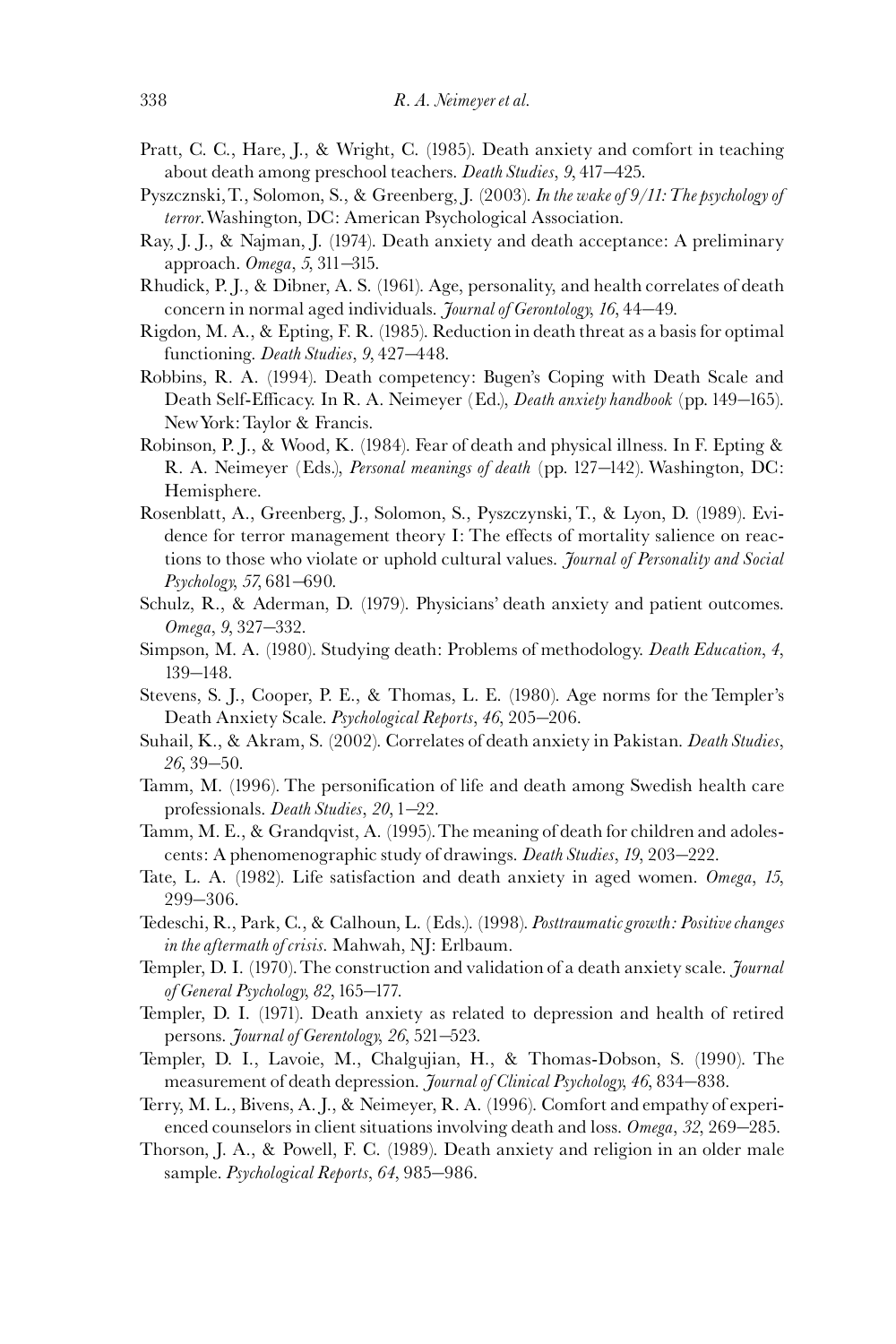Pratt, C. C., Hare, J., & Wright, C. (1985). Death anxiety and comfort in teaching about death among preschool teachers. *Death Studies*, *9*, 417–425.

Pyszcznski, T., Solomon, S., & Greenberg, J. (2003). *In the wake of 9/11: The psychology of terror*. Washington, DC: American Psychological Association.

Ray, J. J., & Najman, J. (1974). Death anxiety and death acceptance: A preliminary approach. *Omega*, *5*, 311–315.

Rhudick, P. J., & Dibner, A. S. (1961). Age, personality, and health correlates of death concern in normal aged individuals. *Journal of Gerontology*, *16*, 44–49.

Rigdon, M. A., & Epting, F. R. (1985). Reduction in death threat as a basis for optimal functioning. *Death Studies*, *9*, 427–448.

Robbins, R. A. (1994). Death competency: Bugen's Coping with Death Scale and Death Self-Efficacy. In R. A. Neimeyer (Ed.), *Death anxiety handbook* (pp. 149–165). New York: Taylor & Francis.

Robinson, P. J., & Wood, K. (1984). Fear of death and physical illness. In F. Epting & R. A. Neimeyer (Eds.), *Personal meanings of death* (pp. 127–142). Washington, DC: Hemisphere.

Rosenblatt, A., Greenberg, J., Solomon, S., Pyszczynski, T., & Lyon, D. (1989). Evidence for terror management theory I: The effects of mortality salience on reactions to those who violate or uphold cultural values. *Journal of Personality and Social Psychology*, *57*, 681–690.

Schulz, R., & Aderman, D. (1979). Physicians' death anxiety and patient outcomes. *Omega*, *9*, 327–332.

Simpson, M. A. (1980). Studying death: Problems of methodology. *Death Education*, *4*, 139–148.

Stevens, S. J., Cooper, P. E., & Thomas, L. E. (1980). Age norms for the Templer's Death Anxiety Scale. *Psychological Reports*, *46*, 205–206.

Suhail, K., & Akram, S. (2002). Correlates of death anxiety in Pakistan. *Death Studies*, *26*, 39–50.

Tamm, M. (1996). The personification of life and death among Swedish health care professionals. *Death Studies*, *20*, 1–22.

Tamm, M. E., & Grandqvist, A. (1995). The meaning of death for children and adolescents: A phenomenographic study of drawings. *Death Studies*, *19*, 203–222.

Tate, L. A. (1982). Life satisfaction and death anxiety in aged women. *Omega*, *15*, 299–306.

Tedeschi, R., Park, C., & Calhoun, L. (Eds.). (1998). *Posttraumatic growth: Positive changes in the aftermath of crisis*. Mahwah, NJ: Erlbaum.

Templer, D. I. (1970). The construction and validation of a death anxiety scale. *Journal of General Psychology*, *82*, 165–177.

Templer, D. I. (1971). Death anxiety as related to depression and health of retired persons. *Journal of Gerentology*, *26*, 521–523.

Templer, D. I., Lavoie, M., Chalgujian, H., & Thomas-Dobson, S. (1990). The measurement of death depression. *Journal of Clinical Psychology*, *46*, 834–838.

Terry, M. L., Bivens, A. J., & Neimeyer, R. A. (1996). Comfort and empathy of experienced counselors in client situations involving death and loss. *Omega*, *32*, 269–285.

Thorson, J. A., & Powell, F. C. (1989). Death anxiety and religion in an older male sample. *Psychological Reports*, *64*, 985–986.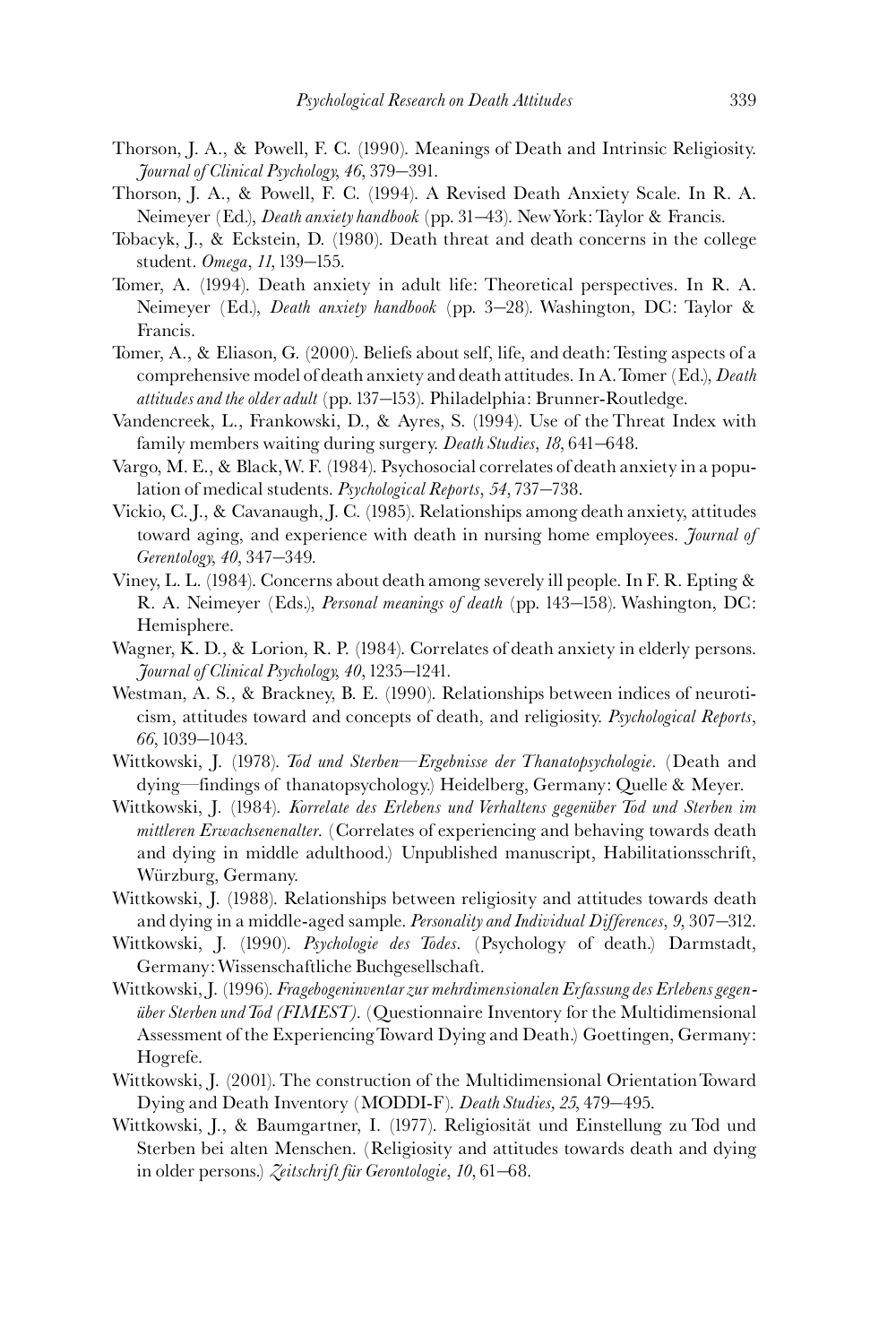Thorson, J. A., & Powell, F. C. (1990). Meanings of Death and Intrinsic Religiosity. *Journal of Clinical Psychology, 46*, 379–391.

Thorson, J. A., & Powell, F. C. (1994). A Revised Death Anxiety Scale. In R. A. Neimeyer (Ed.), *Death anxiety handbook* (pp. 31–43). New York: Taylor & Francis.

Tobacyk, J., & Eckstein, D. (1980). Death threat and death concerns in the college student. *Omega*, *11*, 139–155.

Tomer, A. (1994). Death anxiety in adult life: Theoretical perspectives. In R. A. Neimeyer (Ed.), *Death anxiety handbook* (pp. 3–28). Washington, DC: Taylor & Francis.

Tomer, A., & Eliason, G. (2000). Beliefs about self, life, and death: Testing aspects of a comprehensive model of death anxiety and death attitudes. In A. Tomer (Ed.), *Death attitudes and the older adult* (pp. 137–153). Philadelphia: Brunner-Routledge.

Vandencreek, L., Frankowski, D., & Ayres, S. (1994). Use of the Threat Index with family members waiting during surgery. *Death Studies*, *18*, 641–648.

Vargo, M. E., & Black, W. F. (1984). Psychosocial correlates of death anxiety in a population of medical students. *Psychological Reports*, *54*, 737–738.

Vickio, C. J., & Cavanaugh, J. C. (1985). Relationships among death anxiety, attitudes toward aging, and experience with death in nursing home employees. *Journal of Gerontology, 40*, 347–349.

Viney, L. L. (1984). Concerns about death among severely ill people. In F. R. Epting & R. A. Neimeyer (Eds.), *Personal meanings of death* (pp. 143–158). Washington, DC: Hemisphere.

Wagner, K. D., & Lorion, R. P. (1984). Correlates of death anxiety in elderly persons. *Journal of Clinical Psychology, 40*, 1235–1241.

Westman, A. S., & Brackney, B. E. (1990). Relationships between indices of neuroticism, attitudes toward and concepts of death, and religiosity. *Psychological Reports*, *66*, 1039–1043.

Wittkowski, J. (1978). *Tod und Sterben—Ergebnisse der Thanatopsychologie*. (Death and dying—findings of thanatopsychology.) Heidelberg, Germany: Quelle & Meyer.

Wittkowski, J. (1984). *Korrelate des Erlebens und Verhaltens gegenüber Tod und Sterben im mittleren Erwachsenenalter*. (Correlates of experiencing and behaving towards death and dying in middle adulthood.) Unpublished manuscript, Habilitationsschrift, Würzburg, Germany.

Wittkowski, J. (1988). Relationships between religiosity and attitudes towards death and dying in a middle-aged sample. *Personality and Individual Differences*, *9*, 307–312.

Wittkowski, J. (1990). *Psychologie des Todes*. (Psychology of death.) Darmstadt, Germany: Wissenschaftliche Buchgesellschaft.

Wittkowski, J. (1996). *Fragebogeninventar zur mehrdimensionalen Erfassung des Erlebens gegenüber Sterben und Tod (FIMEST)*. (Questionnaire Inventory for the Multidimensional Assessment of the Experiencing Toward Dying and Death.) Goettingen, Germany: Hogrefe.

Wittkowski, J. (2001). The construction of the Multidimensional Orientation Toward Dying and Death Inventory (MODDI-F). *Death Studies, 25*, 479–495.

Wittkowski, J., & Baumgartner, I. (1977). Religiosität und Einstellung zu Tod und Sterben bei alten Menschen. (Religiosity and attitudes towards death and dying in older persons.) *Zeitschrift für Gerontologie*, *10*, 61–68.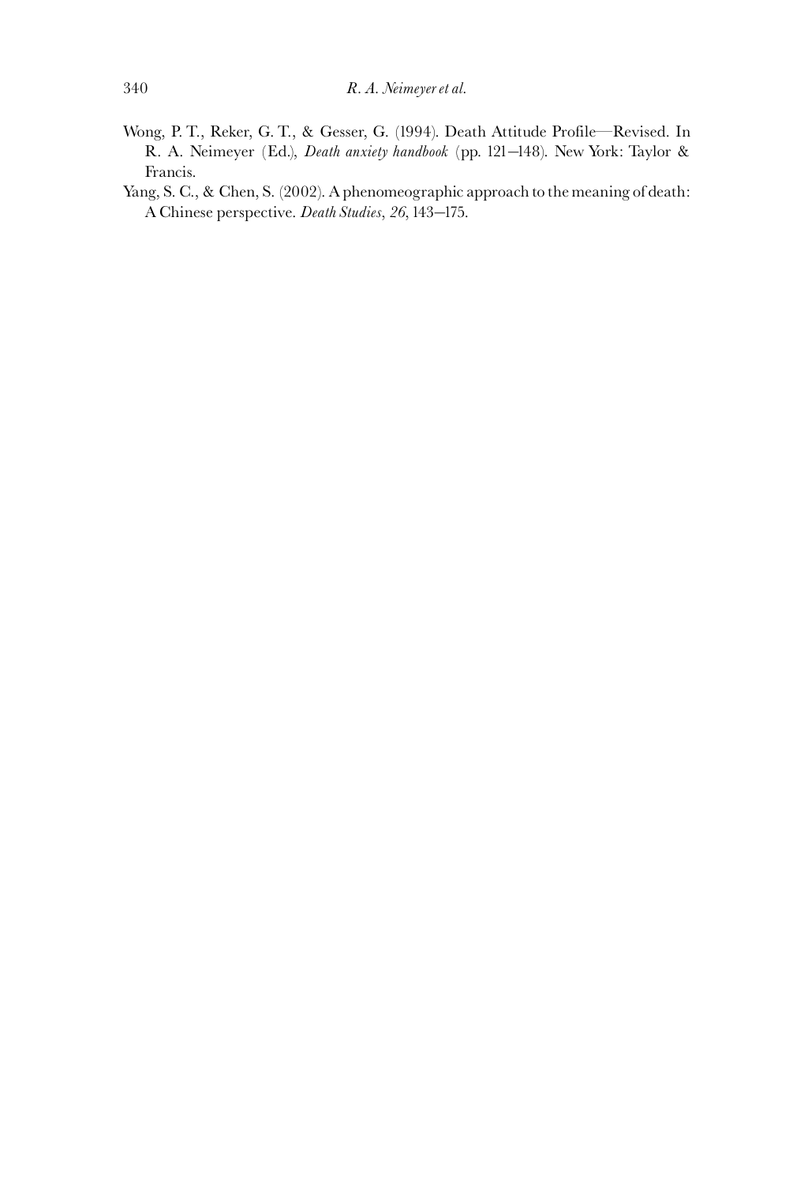Wong, P. T., Reker, G. T., & Gesser, G. (1994). Death Attitude Profile—Revised. In R. A. Neimeyer (Ed.), *Death anxiety handbook* (pp. 121–148). New York: Taylor & Francis.

Yang, S. C., & Chen, S. (2002). A phenomeographic approach to the meaning of death: A Chinese perspective. *Death Studies*, *26*, 143–175.